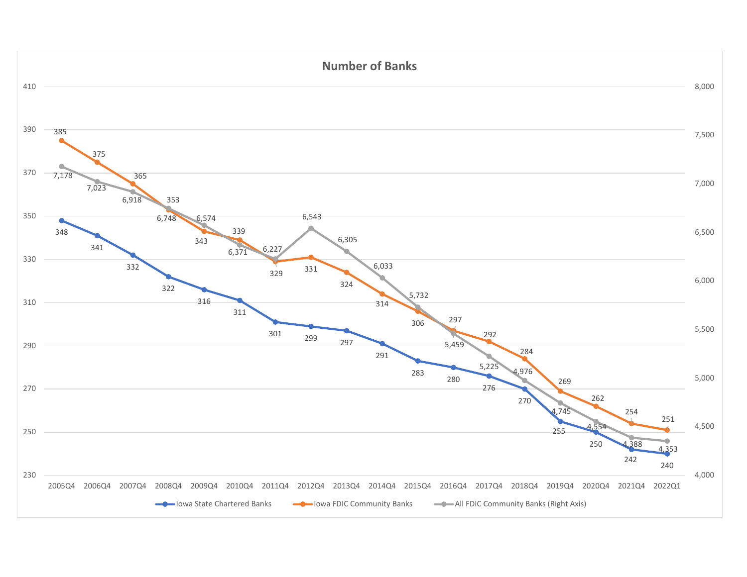# Number of Banks

| Period | Iowa State Chartered Banks | Iowa FDIC Community Banks | All FDIC Community Banks (Right Axis) |
|---|---|---|---|
| 2005Q4 | 348 | 385 | 7,178 |
| 2006Q4 | 341 | 375 | 7,023 |
| 2007Q4 | 332 | 365 | 6,918 |
| 2008Q4 | 322 | 353 | 6,748 |
| 2009Q4 | 316 | 343 | 6,574 |
| 2010Q4 | 311 | 339 | 6,371 |
| 2011Q4 | 301 | 329 | 6,227 |
| 2012Q4 | 299 | 331 | 6,543 |
| 2013Q4 | 297 | 324 | 6,305 |
| 2014Q4 | 291 | 314 | 6,033 |
| 2015Q4 | 283 | 306 | 5,732 |
| 2016Q4 | 280 | 297 | 5,459 |
| 2017Q4 | 276 | 292 | 5,225 |
| 2018Q4 | 270 | 284 | 4,976 |
| 2019Q4 | 255 | 269 | 4,745 |
| 2020Q4 | 250 | 262 | 4,554 |
| 2021Q4 | 242 | 254 | 4,388 |
| 2022Q1 | 240 | 251 | 4,353 |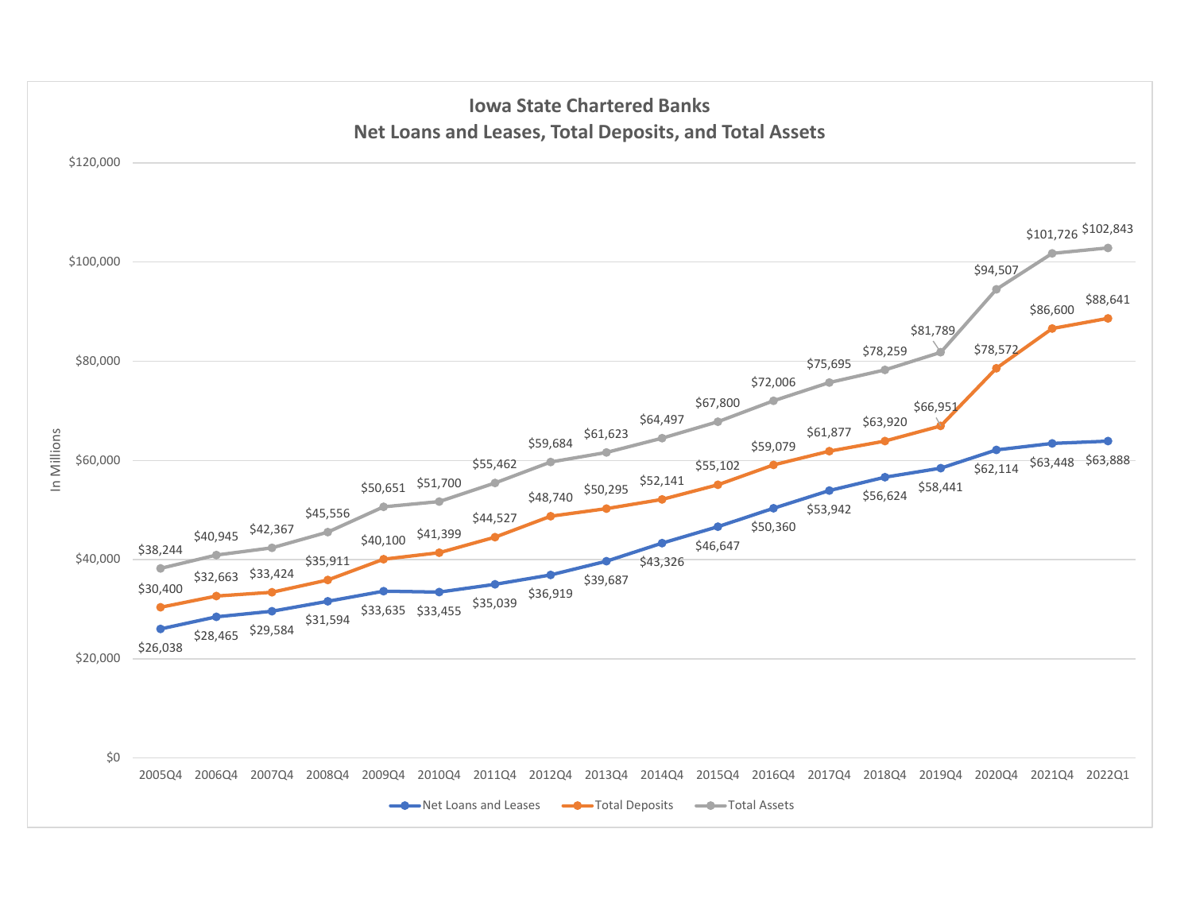## Iowa State Chartered Banks
## Net Loans and Leases, Total Deposits, and Total Assets

In Millions

| Period | Net Loans and Leases | Total Deposits | Total Assets |
|---|---|---|---|
| 2005Q4 | $26,038 | $30,400 | $38,244 |
| 2006Q4 | $28,465 | $32,663 | $40,945 |
| 2007Q4 | $29,584 | $33,424 | $42,367 |
| 2008Q4 | $31,594 | $35,911 | $45,556 |
| 2009Q4 | $33,635 | $40,100 | $50,651 |
| 2010Q4 | $33,455 | $41,399 | $51,700 |
| 2011Q4 | $35,039 | $44,527 | $55,462 |
| 2012Q4 | $36,919 | $48,740 | $59,684 |
| 2013Q4 | $39,687 | $50,295 | $61,623 |
| 2014Q4 | $43,326 | $52,141 | $64,497 |
| 2015Q4 | $46,647 | $55,102 | $67,800 |
| 2016Q4 | $50,360 | $59,079 | $72,006 |
| 2017Q4 | $53,942 | $61,877 | $75,695 |
| 2018Q4 | $56,624 | $63,920 | $78,259 |
| 2019Q4 | $58,441 | $66,951 | $81,789 |
| 2020Q4 | $62,114 | $78,572 | $94,507 |
| 2021Q4 | $63,448 | $86,600 | $101,726 |
| 2022Q1 | $63,888 | $88,641 | $102,843 |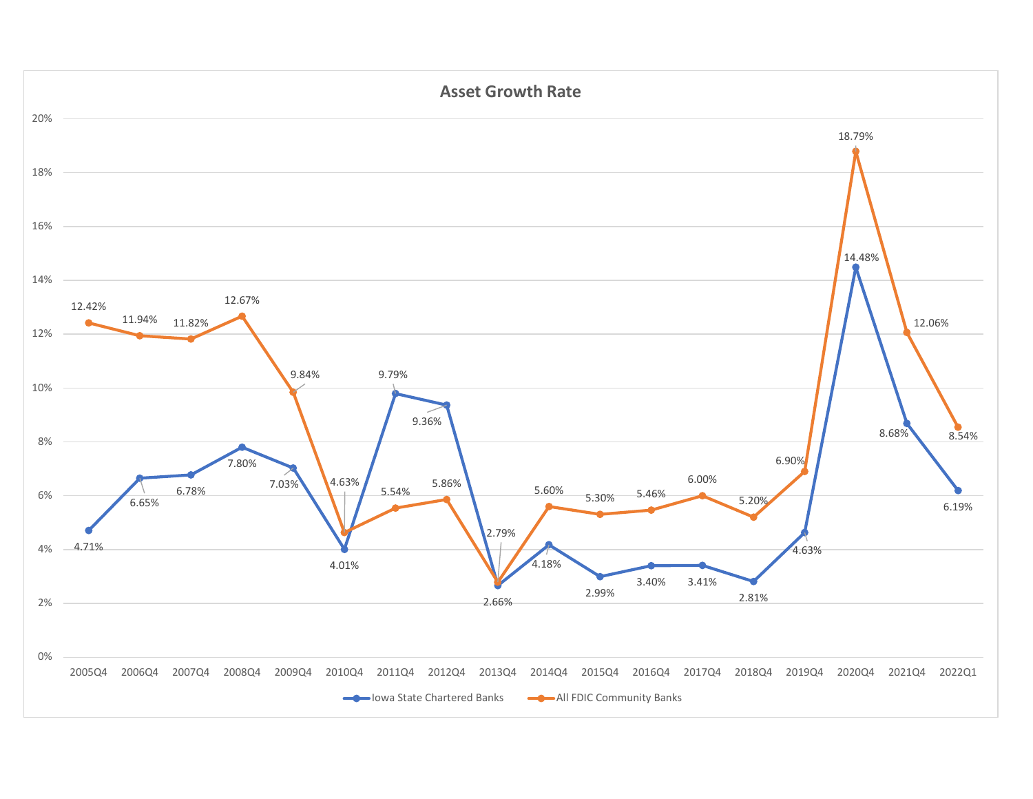## Asset Growth Rate

| Period | Iowa State Chartered Banks | All FDIC Community Banks |
|---|---|---|
| 2005Q4 | 4.71% | 12.42% |
| 2006Q4 | 6.65% | 11.94% |
| 2007Q4 | 6.78% | 11.82% |
| 2008Q4 | 7.80% | 12.67% |
| 2009Q4 | 7.03% | 9.84% |
| 2010Q4 | 4.01% | 4.63% |
| 2011Q4 | 9.79% | 5.54% |
| 2012Q4 | 9.36% | 5.86% |
| 2013Q4 | 2.66% | 2.79% |
| 2014Q4 | 4.18% | 5.60% |
| 2015Q4 | 2.99% | 5.30% |
| 2016Q4 | 3.40% | 5.46% |
| 2017Q4 | 3.41% | 6.00% |
| 2018Q4 | 2.81% | 5.20% |
| 2019Q4 | 4.63% | 6.90% |
| 2020Q4 | 14.48% | 18.79% |
| 2021Q4 | 8.68% | 12.06% |
| 2022Q1 | 6.19% | 8.54% |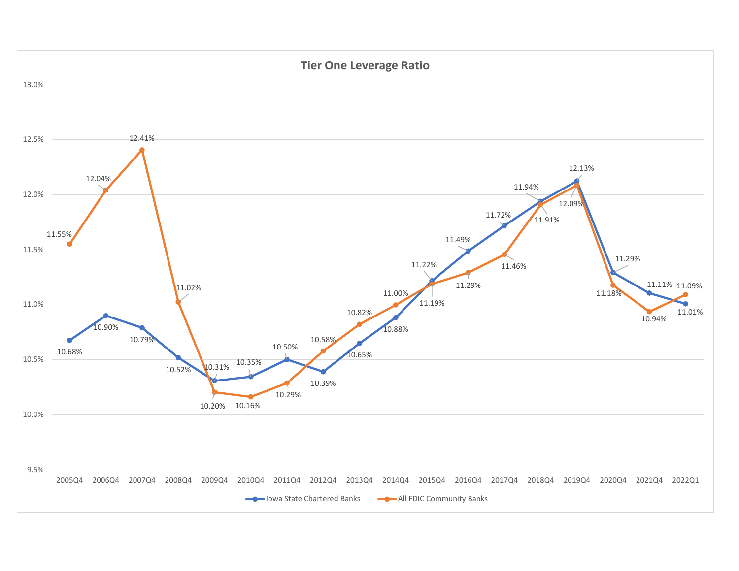## Tier One Leverage Ratio

| Period | Iowa State Chartered Banks | All FDIC Community Banks |
|---|---|---|
| 2005Q4 | 10.68% | 11.55% |
| 2006Q4 | 10.90% | 12.04% |
| 2007Q4 | 10.79% | 12.41% |
| 2008Q4 | 10.52% | 11.02% |
| 2009Q4 | 10.31% | 10.20% |
| 2010Q4 | 10.35% | 10.16% |
| 2011Q4 | 10.50% | 10.29% |
| 2012Q4 | 10.39% | 10.58% |
| 2013Q4 | 10.65% | 10.82% |
| 2014Q4 | 10.88% | 11.00% |
| 2015Q4 | 11.22% | 11.19% |
| 2016Q4 | 11.49% | 11.29% |
| 2017Q4 | 11.72% | 11.46% |
| 2018Q4 | 11.94% | 11.91% |
| 2019Q4 | 12.13% | 12.09% |
| 2020Q4 | 11.29% | 11.18% |
| 2021Q4 | 11.11% | 10.94% |
| 2022Q1 | 11.01% | 11.09% |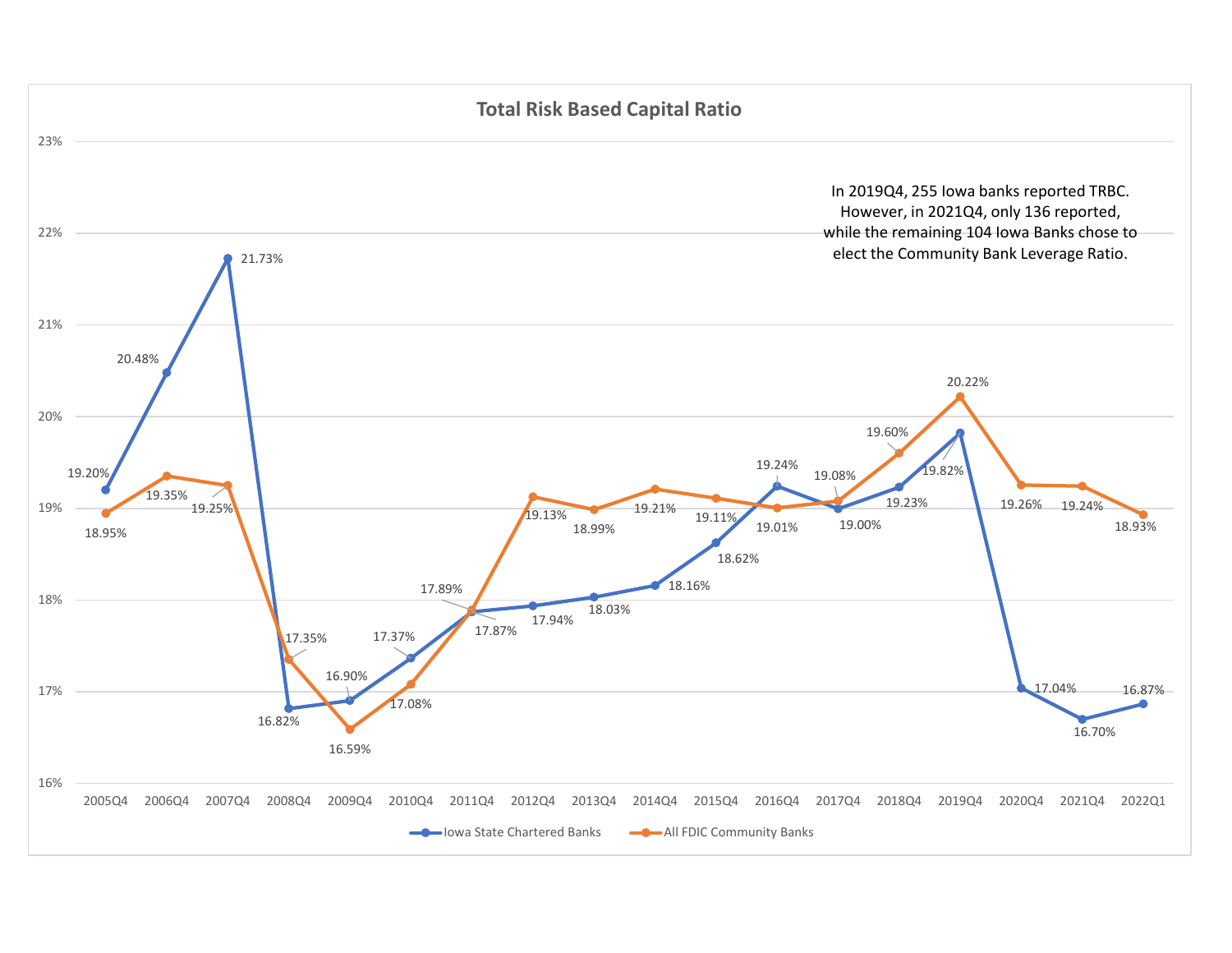## Total Risk Based Capital Ratio

In 2019Q4, 255 Iowa banks reported TRBC.
However, in 2021Q4, only 136 reported,
while the remaining 104 Iowa Banks chose to
elect the Community Bank Leverage Ratio.

| Period | Iowa State Chartered Banks | All FDIC Community Banks |
|---|---|---|
| 2005Q4 | 19.20% | 18.95% |
| 2006Q4 | 20.48% | 19.35% |
| 2007Q4 | 21.73% | 19.25% |
| 2008Q4 | 16.82% | 17.35% |
| 2009Q4 | 16.90% | 16.59% |
| 2010Q4 | 17.37% | 17.08% |
| 2011Q4 | 17.87% | 17.89% |
| 2012Q4 | 17.94% | 19.13% |
| 2013Q4 | 18.03% | 18.99% |
| 2014Q4 | 18.16% | 19.21% |
| 2015Q4 | 18.62% | 19.11% |
| 2016Q4 | 19.24% | 19.01% |
| 2017Q4 | 19.00% | 19.08% |
| 2018Q4 | 19.23% | 19.60% |
| 2019Q4 | 19.82% | 20.22% |
| 2020Q4 | 17.04% | 19.26% |
| 2021Q4 | 16.70% | 19.24% |
| 2022Q1 | 16.87% | 18.93% |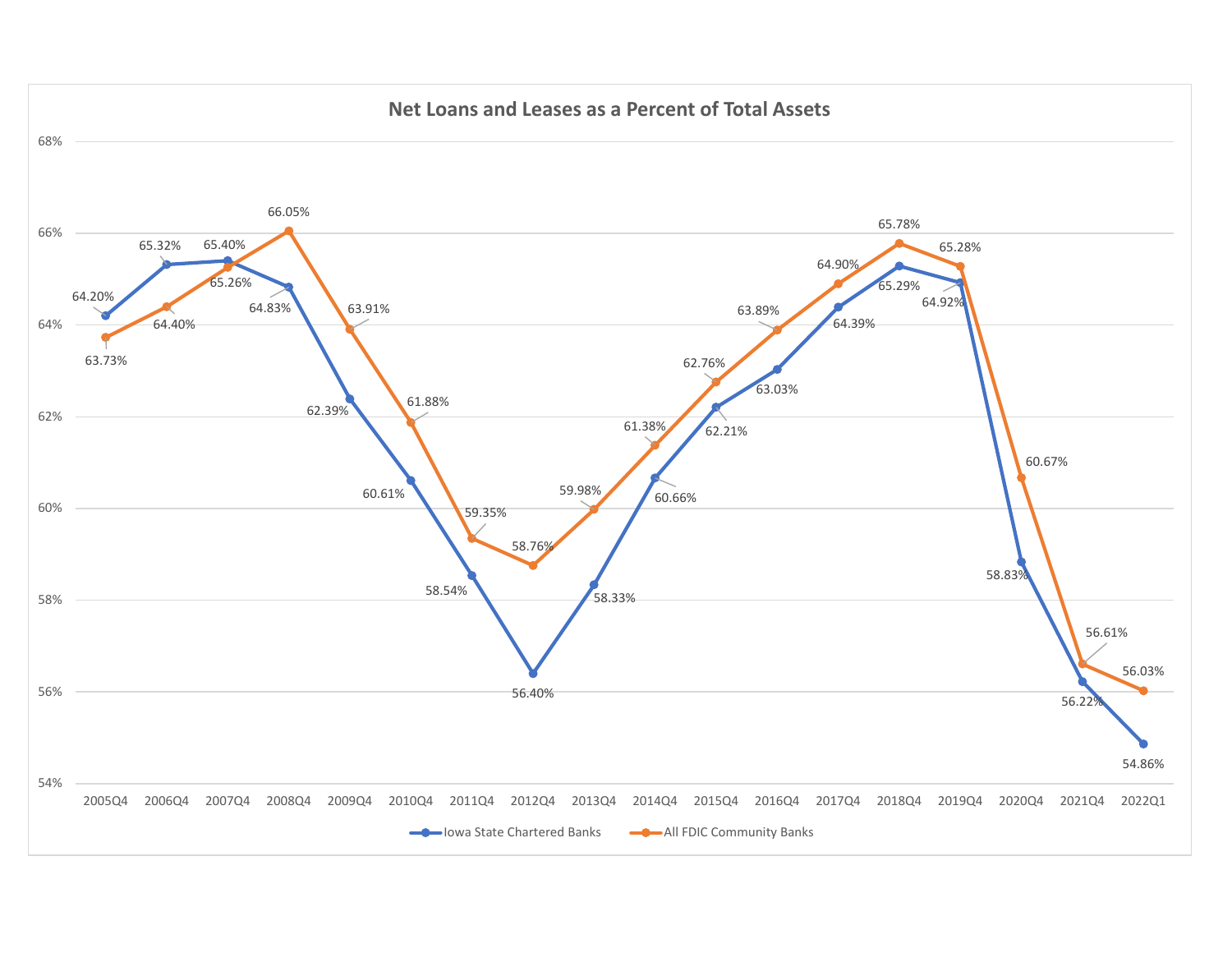## Net Loans and Leases as a Percent of Total Assets

| Period | Iowa State Chartered Banks | All FDIC Community Banks |
|---|---|---|
| 2005Q4 | 64.20% | 63.73% |
| 2006Q4 | 65.32% | 64.40% |
| 2007Q4 | 65.40% | 65.26% |
| 2008Q4 | 64.83% | 66.05% |
| 2009Q4 | 62.39% | 63.91% |
| 2010Q4 | 60.61% | 61.88% |
| 2011Q4 | 58.54% | 59.35% |
| 2012Q4 | 56.40% | 58.76% |
| 2013Q4 | 58.33% | 59.98% |
| 2014Q4 | 60.66% | 61.38% |
| 2015Q4 | 62.21% | 62.76% |
| 2016Q4 | 63.03% | 63.89% |
| 2017Q4 | 64.39% | 64.90% |
| 2018Q4 | 65.29% | 65.78% |
| 2019Q4 | 64.92% | 65.28% |
| 2020Q4 | 58.83% | 60.67% |
| 2021Q4 | 56.22% | 56.61% |
| 2022Q1 | 54.86% | 56.03% |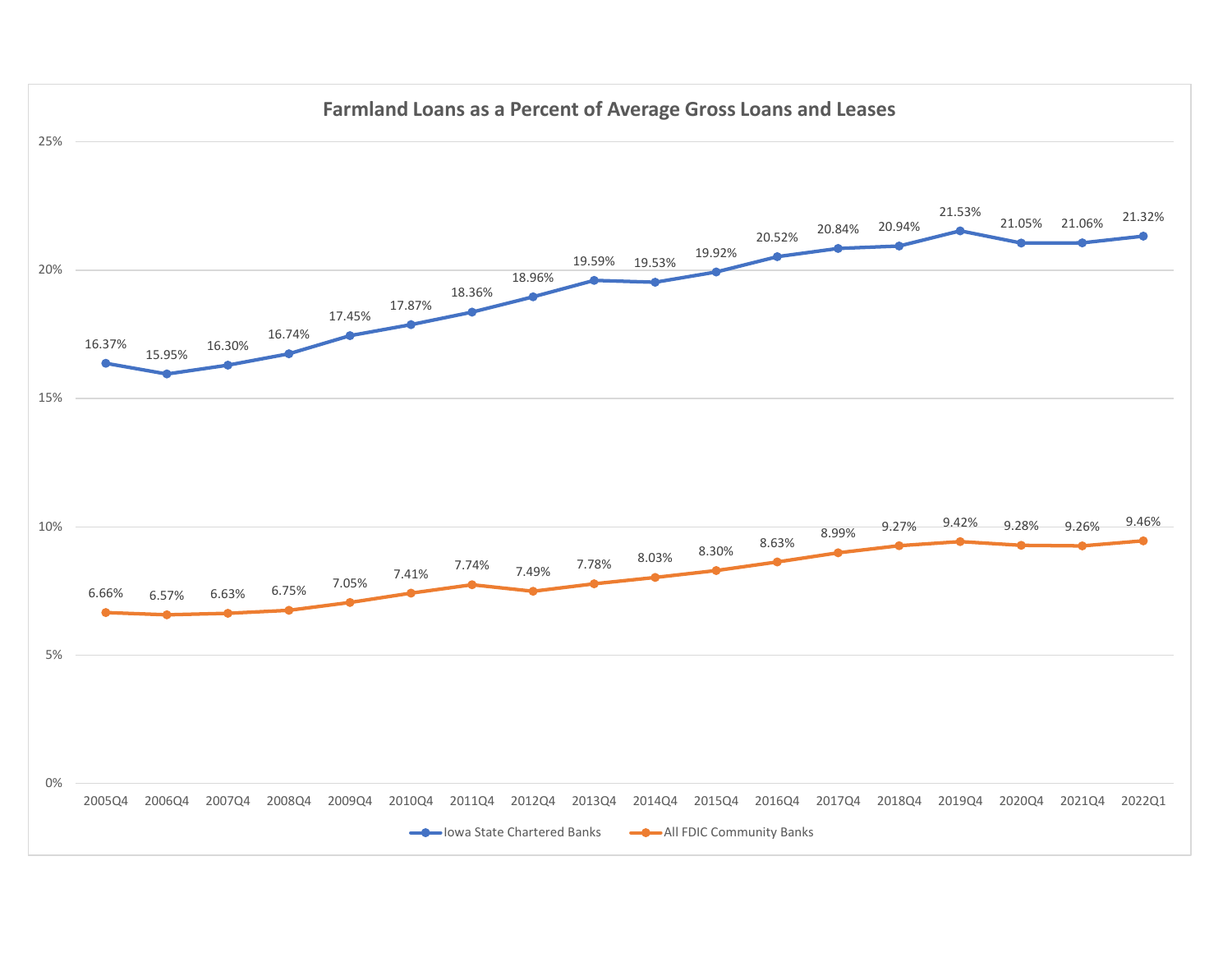## Farmland Loans as a Percent of Average Gross Loans and Leases

| Period | Iowa State Chartered Banks | All FDIC Community Banks |
|---|---|---|
| 2005Q4 | 16.37% | 6.66% |
| 2006Q4 | 15.95% | 6.57% |
| 2007Q4 | 16.30% | 6.63% |
| 2008Q4 | 16.74% | 6.75% |
| 2009Q4 | 17.45% | 7.05% |
| 2010Q4 | 17.87% | 7.41% |
| 2011Q4 | 18.36% | 7.74% |
| 2012Q4 | 18.96% | 7.49% |
| 2013Q4 | 19.59% | 7.78% |
| 2014Q4 | 19.53% | 8.03% |
| 2015Q4 | 19.92% | 8.30% |
| 2016Q4 | 20.52% | 8.63% |
| 2017Q4 | 20.84% | 8.99% |
| 2018Q4 | 20.94% | 9.27% |
| 2019Q4 | 21.53% | 9.42% |
| 2020Q4 | 21.05% | 9.28% |
| 2021Q4 | 21.06% | 9.26% |
| 2022Q1 | 21.32% | 9.46% |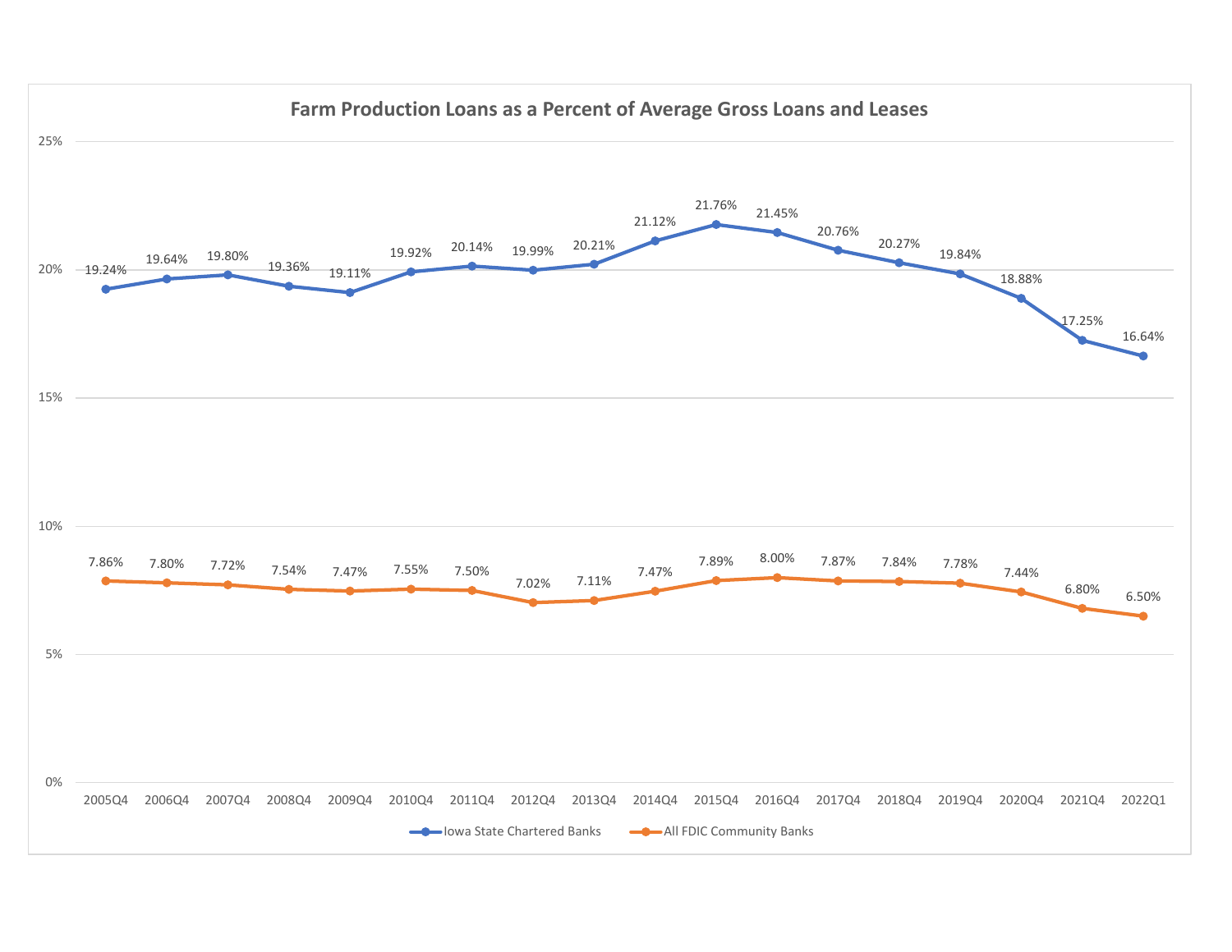## Farm Production Loans as a Percent of Average Gross Loans and Leases

| Period | Iowa State Chartered Banks | All FDIC Community Banks |
|---|---|---|
| 2005Q4 | 19.24% | 7.86% |
| 2006Q4 | 19.64% | 7.80% |
| 2007Q4 | 19.80% | 7.72% |
| 2008Q4 | 19.36% | 7.54% |
| 2009Q4 | 19.11% | 7.47% |
| 2010Q4 | 19.92% | 7.55% |
| 2011Q4 | 20.14% | 7.50% |
| 2012Q4 | 19.99% | 7.02% |
| 2013Q4 | 20.21% | 7.11% |
| 2014Q4 | 21.12% | 7.47% |
| 2015Q4 | 21.76% | 7.89% |
| 2016Q4 | 21.45% | 8.00% |
| 2017Q4 | 20.76% | 7.87% |
| 2018Q4 | 20.27% | 7.84% |
| 2019Q4 | 19.84% | 7.78% |
| 2020Q4 | 18.88% | 7.44% |
| 2021Q4 | 17.25% | 6.80% |
| 2022Q1 | 16.64% | 6.50% |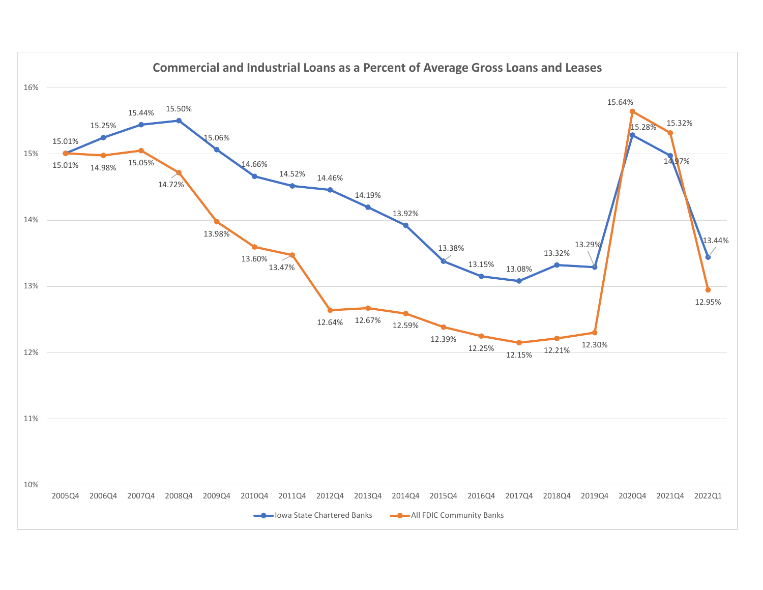## Commercial and Industrial Loans as a Percent of Average Gross Loans and Leases

| Period | Iowa State Chartered Banks | All FDIC Community Banks |
|---|---|---|
| 2005Q4 | 15.01% | 15.01% |
| 2006Q4 | 15.25% | 14.98% |
| 2007Q4 | 15.44% | 15.05% |
| 2008Q4 | 15.50% | 14.72% |
| 2009Q4 | 15.06% | 13.98% |
| 2010Q4 | 14.66% | 13.60% |
| 2011Q4 | 14.52% | 13.47% |
| 2012Q4 | 14.46% | 12.64% |
| 2013Q4 | 14.19% | 12.67% |
| 2014Q4 | 13.92% | 12.59% |
| 2015Q4 | 13.38% | 12.39% |
| 2016Q4 | 13.15% | 12.25% |
| 2017Q4 | 13.08% | 12.15% |
| 2018Q4 | 13.32% | 12.21% |
| 2019Q4 | 13.29% | 12.30% |
| 2020Q4 | 15.28% | 15.64% |
| 2021Q4 | 14.97% | 15.32% |
| 2022Q1 | 13.44% | 12.95% |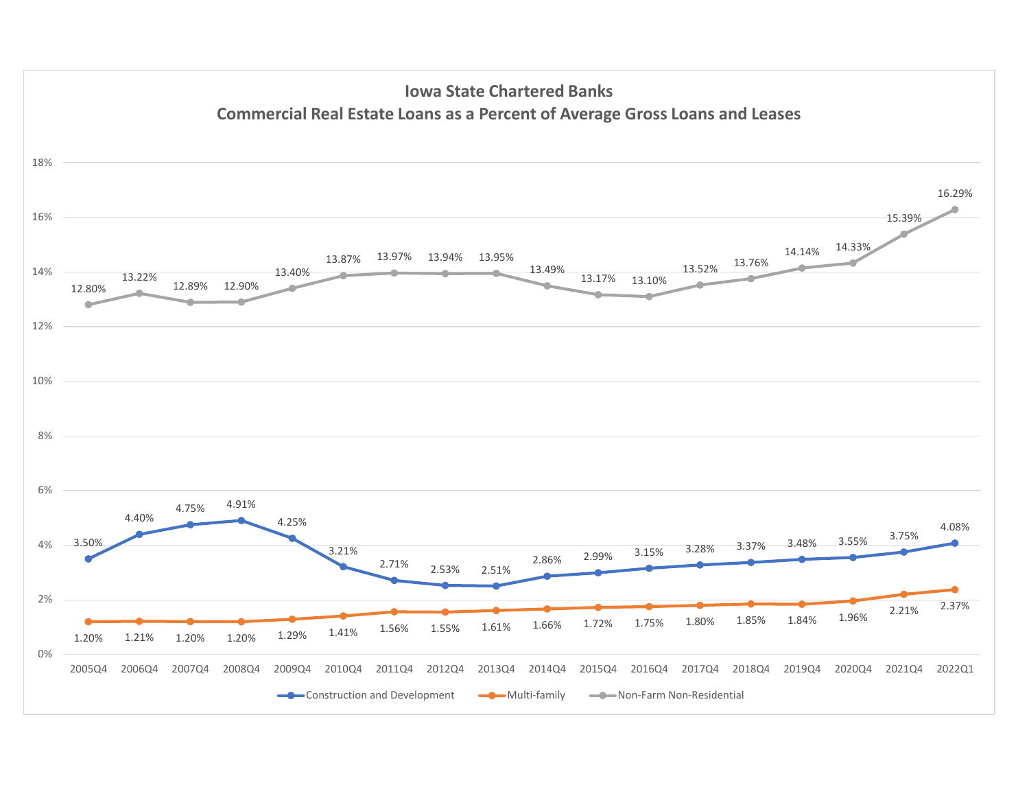## Iowa State Chartered Banks
## Commercial Real Estate Loans as a Percent of Average Gross Loans and Leases

| Period | Construction and Development | Multi-family | Non-Farm Non-Residential |
|---|---|---|---|
| 2005Q4 | 3.50% | 1.20% | 12.80% |
| 2006Q4 | 4.40% | 1.21% | 13.22% |
| 2007Q4 | 4.75% | 1.20% | 12.89% |
| 2008Q4 | 4.91% | 1.20% | 12.90% |
| 2009Q4 | 4.25% | 1.29% | 13.40% |
| 2010Q4 | 3.21% | 1.41% | 13.87% |
| 2011Q4 | 2.71% | 1.56% | 13.97% |
| 2012Q4 | 2.53% | 1.55% | 13.94% |
| 2013Q4 | 2.51% | 1.61% | 13.95% |
| 2014Q4 | 2.86% | 1.66% | 13.49% |
| 2015Q4 | 2.99% | 1.72% | 13.17% |
| 2016Q4 | 3.15% | 1.75% | 13.10% |
| 2017Q4 | 3.28% | 1.80% | 13.52% |
| 2018Q4 | 3.37% | 1.85% | 13.76% |
| 2019Q4 | 3.48% | 1.84% | 14.14% |
| 2020Q4 | 3.55% | 1.96% | 14.33% |
| 2021Q4 | 3.75% | 2.21% | 15.39% |
| 2022Q1 | 4.08% | 2.37% | 16.29% |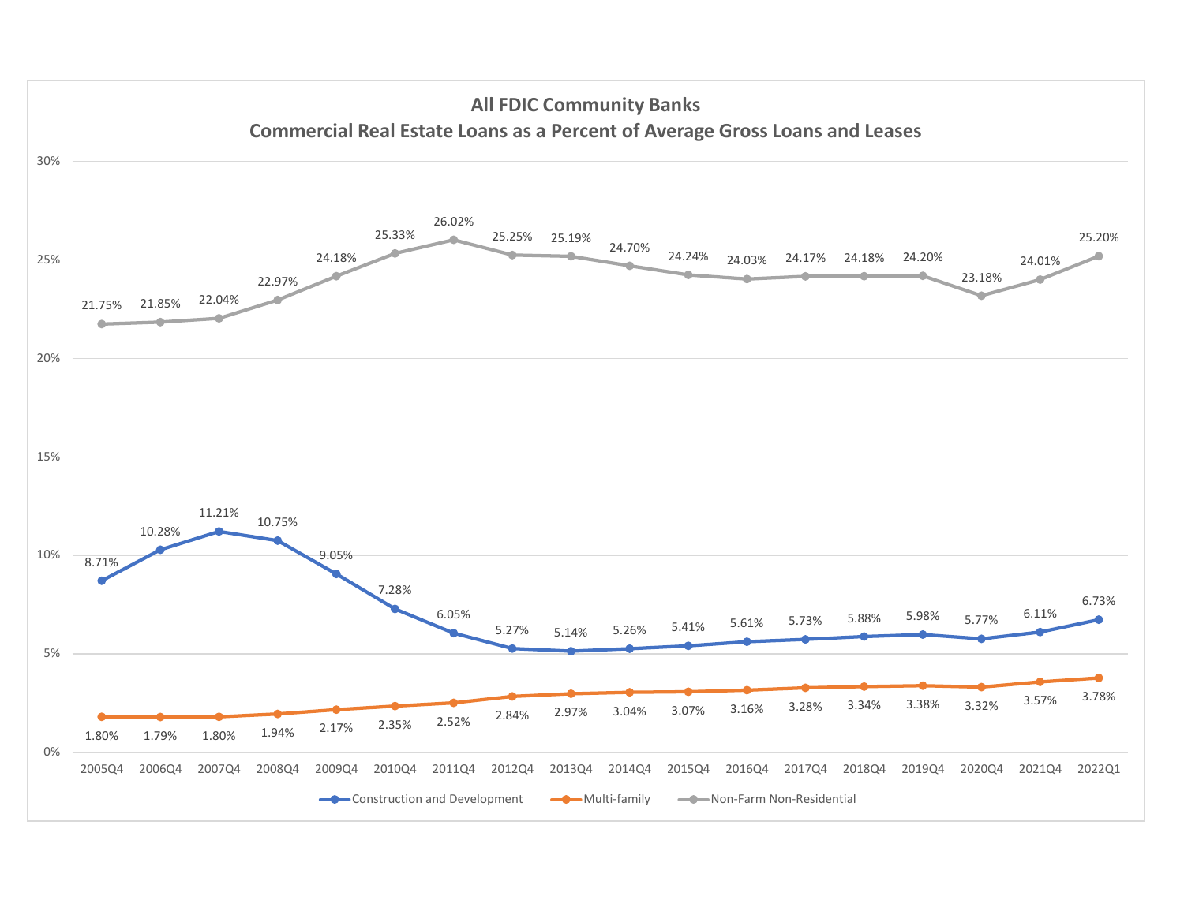## All FDIC Community Banks
### Commercial Real Estate Loans as a Percent of Average Gross Loans and Leases

| Period | Construction and Development | Multi-family | Non-Farm Non-Residential |
|---|---|---|---|
| 2005Q4 | 8.71% | 1.80% | 21.75% |
| 2006Q4 | 10.28% | 1.79% | 21.85% |
| 2007Q4 | 11.21% | 1.80% | 22.04% |
| 2008Q4 | 10.75% | 1.94% | 22.97% |
| 2009Q4 | 9.05% | 2.17% | 24.18% |
| 2010Q4 | 7.28% | 2.35% | 25.33% |
| 2011Q4 | 6.05% | 2.52% | 26.02% |
| 2012Q4 | 5.27% | 2.84% | 25.25% |
| 2013Q4 | 5.14% | 2.97% | 25.19% |
| 2014Q4 | 5.26% | 3.04% | 24.70% |
| 2015Q4 | 5.41% | 3.07% | 24.24% |
| 2016Q4 | 5.61% | 3.16% | 24.03% |
| 2017Q4 | 5.73% | 3.28% | 24.17% |
| 2018Q4 | 5.88% | 3.34% | 24.18% |
| 2019Q4 | 5.98% | 3.38% | 24.20% |
| 2020Q4 | 5.77% | 3.32% | 23.18% |
| 2021Q4 | 6.11% | 3.57% | 24.01% |
| 2022Q1 | 6.73% | 3.78% | 25.20% |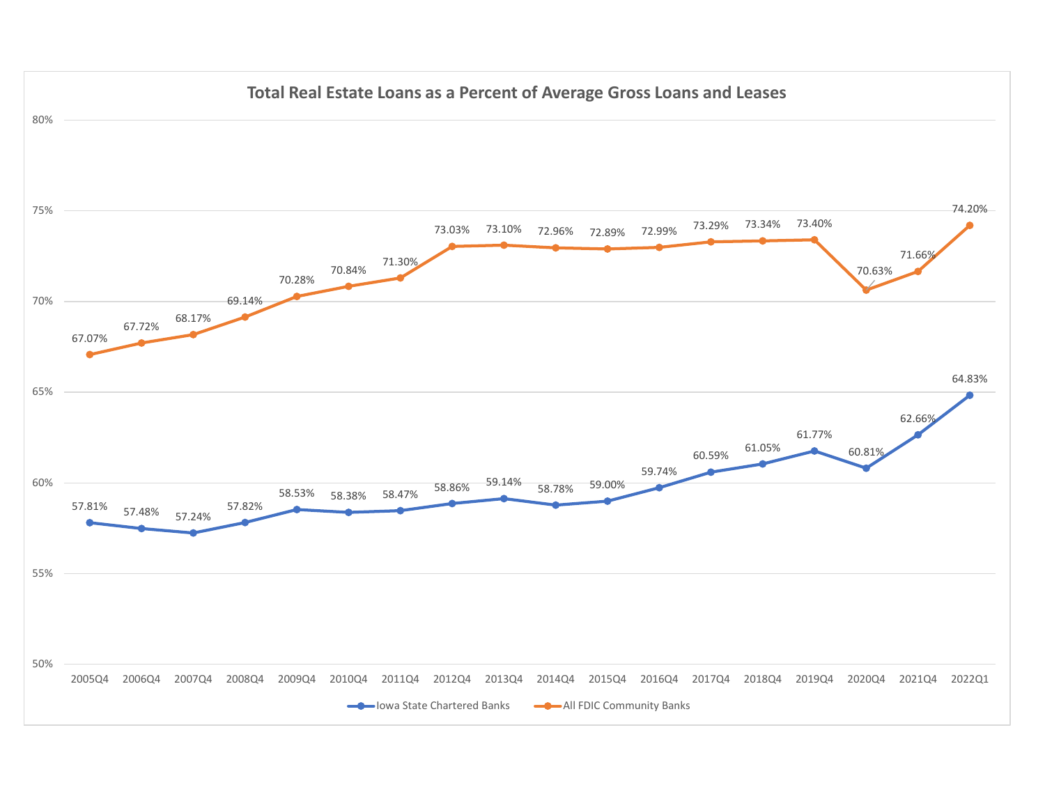## Total Real Estate Loans as a Percent of Average Gross Loans and Leases

| Period | Iowa State Chartered Banks | All FDIC Community Banks |
|---|---|---|
| 2005Q4 | 57.81% | 67.07% |
| 2006Q4 | 57.48% | 67.72% |
| 2007Q4 | 57.24% | 68.17% |
| 2008Q4 | 57.82% | 69.14% |
| 2009Q4 | 58.53% | 70.28% |
| 2010Q4 | 58.38% | 70.84% |
| 2011Q4 | 58.47% | 71.30% |
| 2012Q4 | 58.86% | 73.03% |
| 2013Q4 | 59.14% | 73.10% |
| 2014Q4 | 58.78% | 72.96% |
| 2015Q4 | 59.00% | 72.89% |
| 2016Q4 | 59.74% | 72.99% |
| 2017Q4 | 60.59% | 73.29% |
| 2018Q4 | 61.05% | 73.34% |
| 2019Q4 | 61.77% | 73.40% |
| 2020Q4 | 60.81% | 70.63% |
| 2021Q4 | 62.66% | 71.66% |
| 2022Q1 | 64.83% | 74.20% |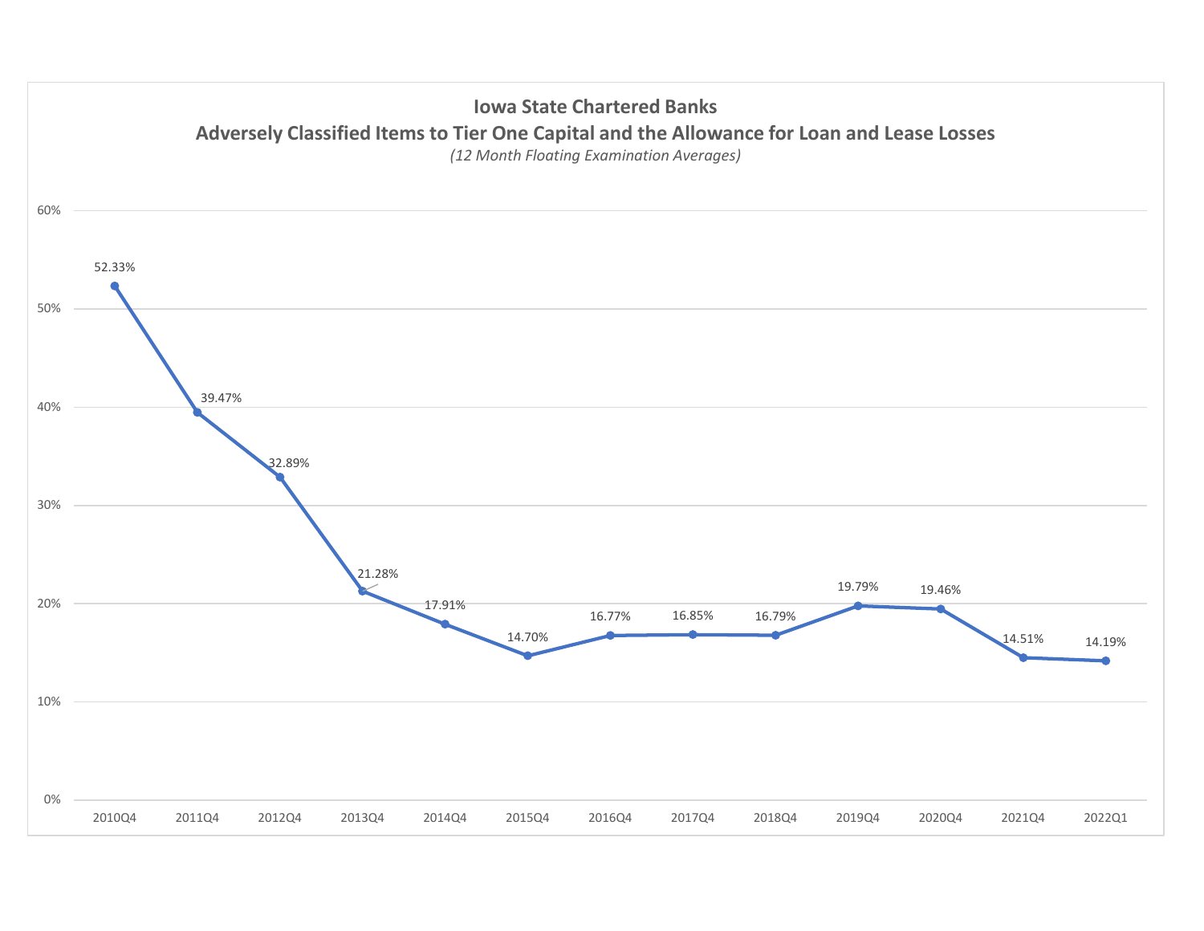**Iowa State Chartered Banks**

**Adversely Classified Items to Tier One Capital and the Allowance for Loan and Lease Losses**

*(12 Month Floating Examination Averages)*

| Period | Percentage |
|---|---|
| 2010Q4 | 52.33% |
| 2011Q4 | 39.47% |
| 2012Q4 | 32.89% |
| 2013Q4 | 21.28% |
| 2014Q4 | 17.91% |
| 2015Q4 | 14.70% |
| 2016Q4 | 16.77% |
| 2017Q4 | 16.85% |
| 2018Q4 | 16.79% |
| 2019Q4 | 19.79% |
| 2020Q4 | 19.46% |
| 2021Q4 | 14.51% |
| 2022Q1 | 14.19% |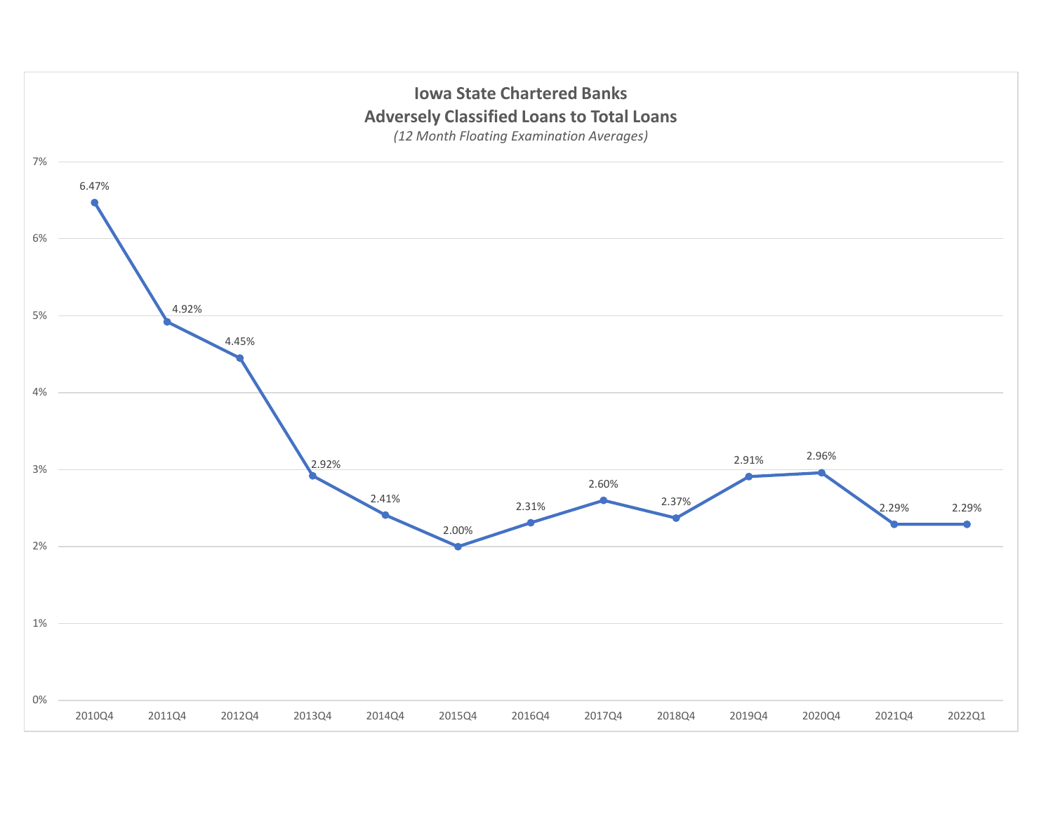**Iowa State Chartered Banks**
**Adversely Classified Loans to Total Loans**
*(12 Month Floating Examination Averages)*

| Period | Adversely Classified Loans to Total Loans |
|---|---|
| 2010Q4 | 6.47% |
| 2011Q4 | 4.92% |
| 2012Q4 | 4.45% |
| 2013Q4 | 2.92% |
| 2014Q4 | 2.41% |
| 2015Q4 | 2.00% |
| 2016Q4 | 2.31% |
| 2017Q4 | 2.60% |
| 2018Q4 | 2.37% |
| 2019Q4 | 2.91% |
| 2020Q4 | 2.96% |
| 2021Q4 | 2.29% |
| 2022Q1 | 2.29% |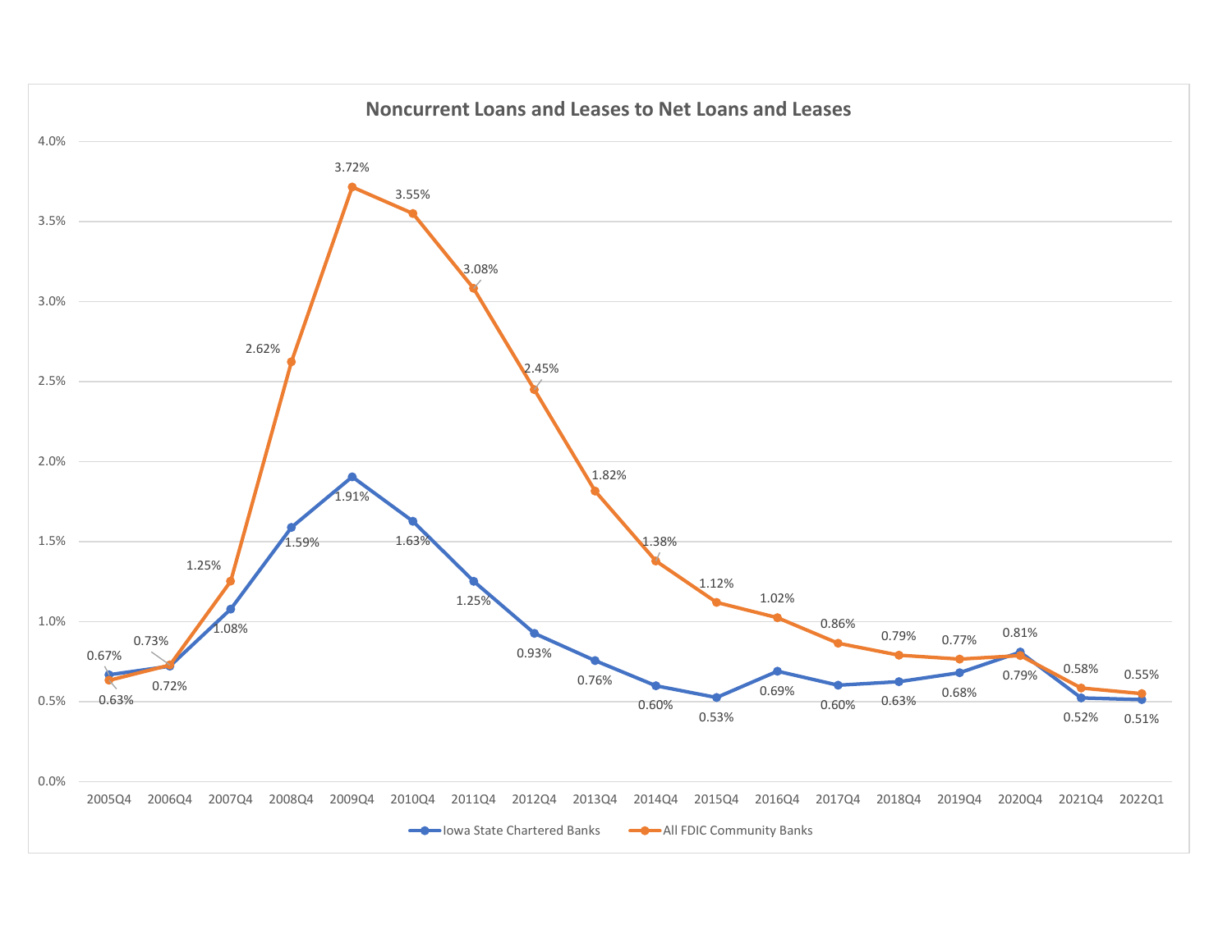## Noncurrent Loans and Leases to Net Loans and Leases

| Period | Iowa State Chartered Banks | All FDIC Community Banks |
|---|---|---|
| 2005Q4 | 0.67% | 0.63% |
| 2006Q4 | 0.72% | 0.73% |
| 2007Q4 | 1.08% | 1.25% |
| 2008Q4 | 1.59% | 2.62% |
| 2009Q4 | 1.91% | 3.72% |
| 2010Q4 | 1.63% | 3.55% |
| 2011Q4 | 1.25% | 3.08% |
| 2012Q4 | 0.93% | 2.45% |
| 2013Q4 | 0.76% | 1.82% |
| 2014Q4 | 0.60% | 1.38% |
| 2015Q4 | 0.53% | 1.12% |
| 2016Q4 | 0.69% | 1.02% |
| 2017Q4 | 0.60% | 0.86% |
| 2018Q4 | 0.63% | 0.79% |
| 2019Q4 | 0.68% | 0.77% |
| 2020Q4 | 0.81% | 0.79% |
| 2021Q4 | 0.52% | 0.58% |
| 2022Q1 | 0.51% | 0.55% |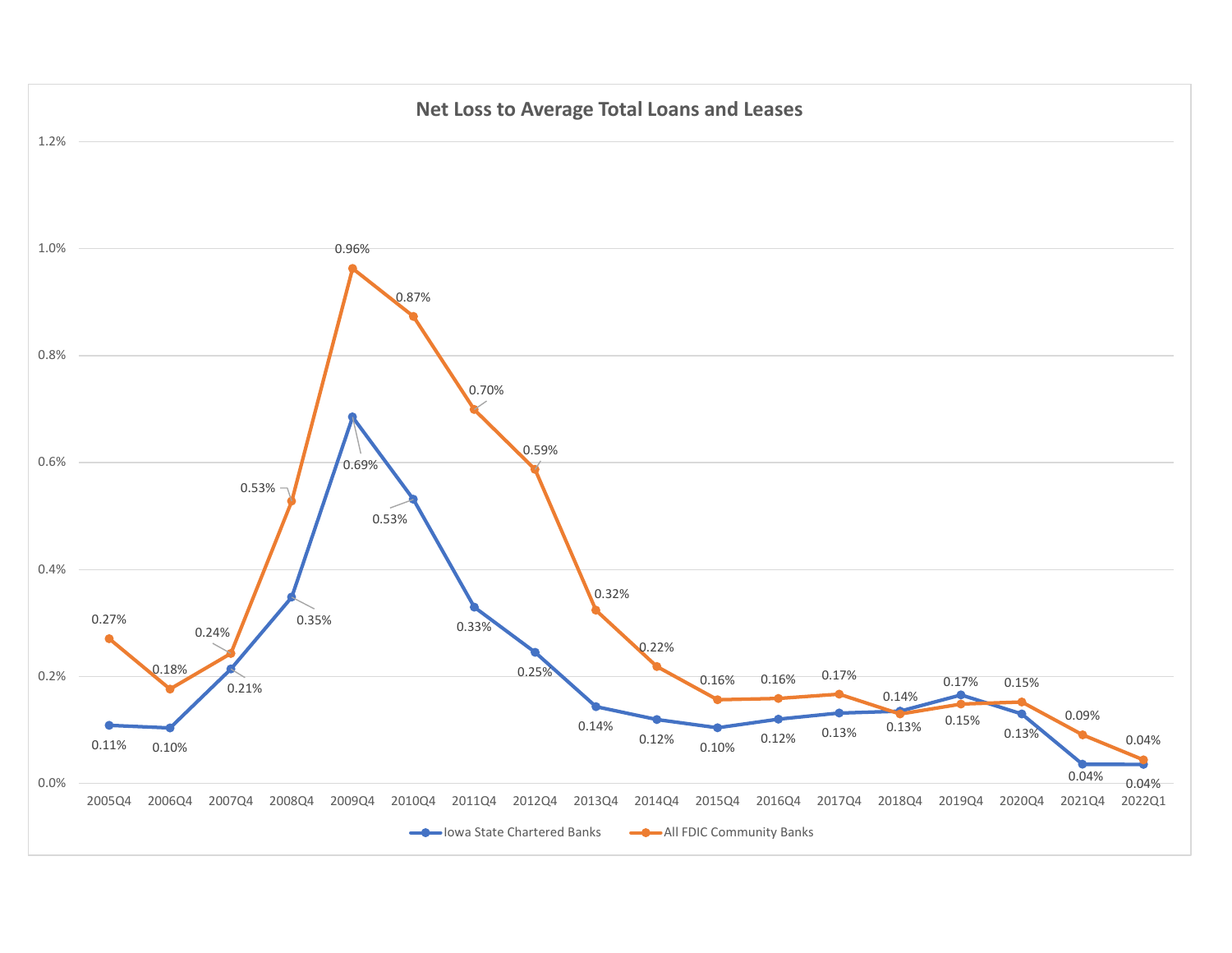## Net Loss to Average Total Loans and Leases

| Period | Iowa State Chartered Banks | All FDIC Community Banks |
|---|---|---|
| 2005Q4 | 0.11% | 0.27% |
| 2006Q4 | 0.10% | 0.18% |
| 2007Q4 | 0.21% | 0.24% |
| 2008Q4 | 0.35% | 0.53% |
| 2009Q4 | 0.69% | 0.96% |
| 2010Q4 | 0.53% | 0.87% |
| 2011Q4 | 0.33% | 0.70% |
| 2012Q4 | 0.25% | 0.59% |
| 2013Q4 | 0.14% | 0.32% |
| 2014Q4 | 0.12% | 0.22% |
| 2015Q4 | 0.10% | 0.16% |
| 2016Q4 | 0.12% | 0.16% |
| 2017Q4 | 0.13% | 0.17% |
| 2018Q4 | 0.14% | 0.13% |
| 2019Q4 | 0.17% | 0.15% |
| 2020Q4 | 0.13% | 0.15% |
| 2021Q4 | 0.04% | 0.09% |
| 2022Q1 | 0.04% | 0.04% |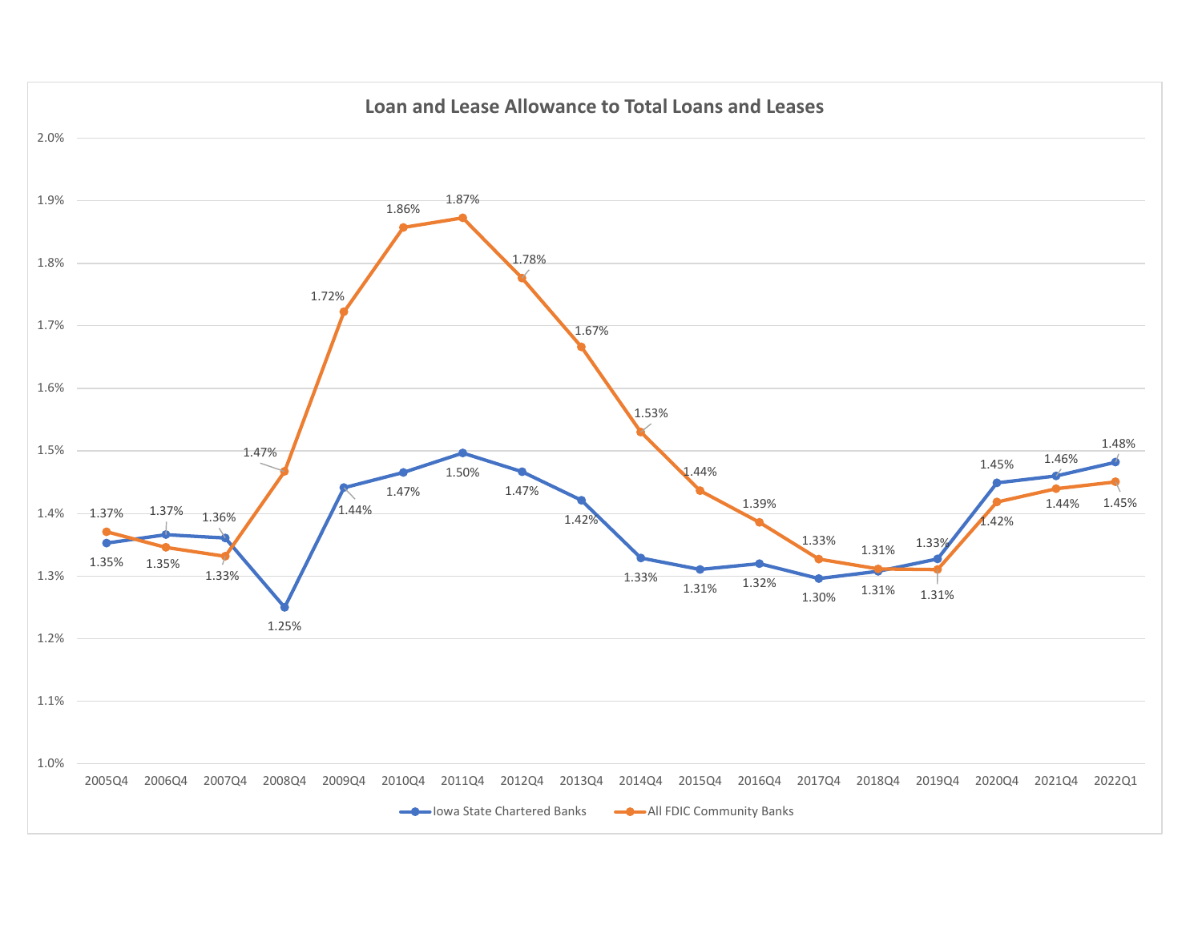## Loan and Lease Allowance to Total Loans and Leases

| Period | Iowa State Chartered Banks | All FDIC Community Banks |
|---|---|---|
| 2005Q4 | 1.35% | 1.37% |
| 2006Q4 | 1.37% | 1.35% |
| 2007Q4 | 1.36% | 1.33% |
| 2008Q4 | 1.25% | 1.47% |
| 2009Q4 | 1.44% | 1.72% |
| 2010Q4 | 1.47% | 1.86% |
| 2011Q4 | 1.50% | 1.87% |
| 2012Q4 | 1.47% | 1.78% |
| 2013Q4 | 1.42% | 1.67% |
| 2014Q4 | 1.33% | 1.53% |
| 2015Q4 | 1.31% | 1.44% |
| 2016Q4 | 1.32% | 1.39% |
| 2017Q4 | 1.30% | 1.33% |
| 2018Q4 | 1.31% | 1.31% |
| 2019Q4 | 1.33% | 1.31% |
| 2020Q4 | 1.45% | 1.42% |
| 2021Q4 | 1.46% | 1.44% |
| 2022Q1 | 1.48% | 1.45% |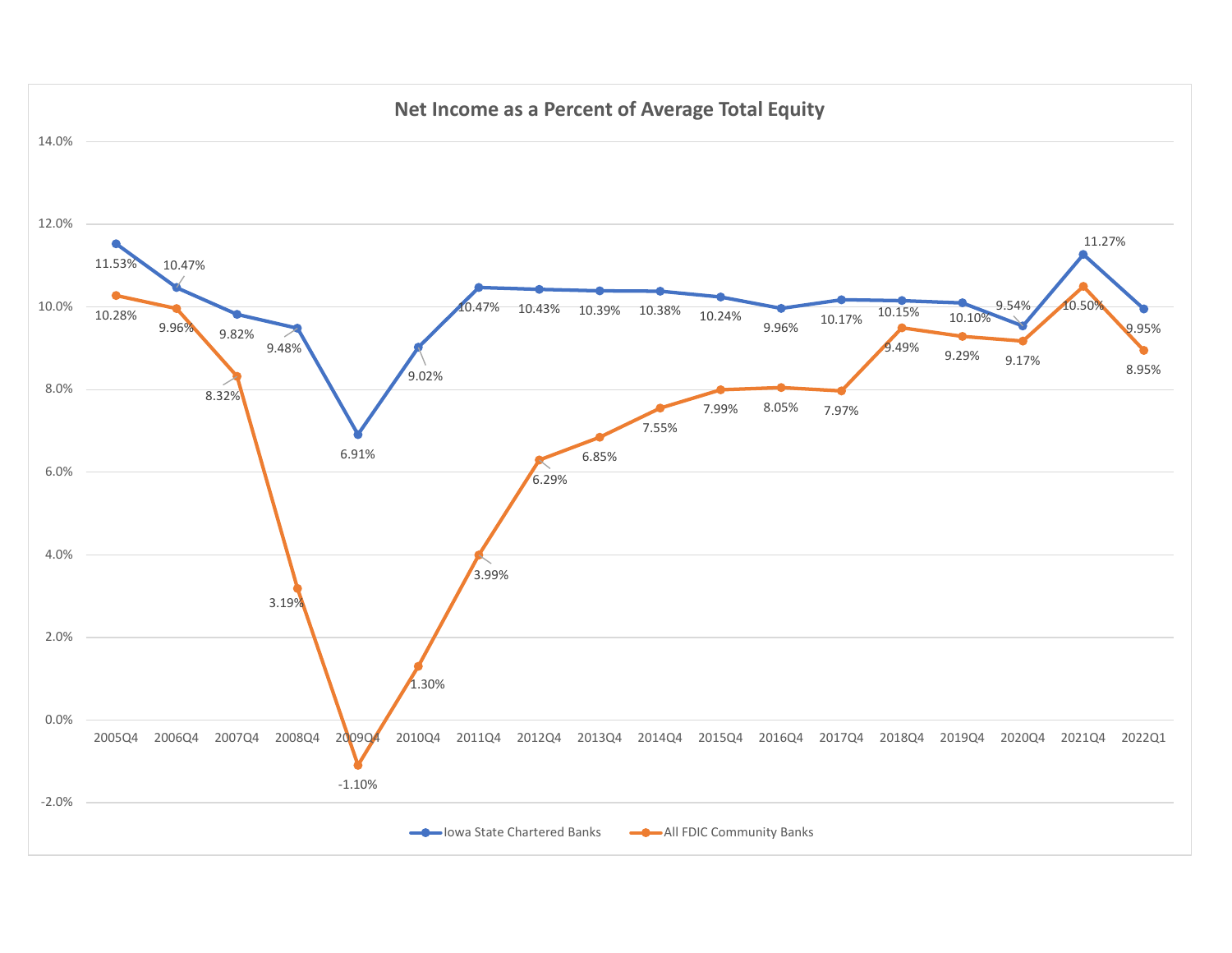## Net Income as a Percent of Average Total Equity

| Period | Iowa State Chartered Banks | All FDIC Community Banks |
|---|---|---|
| 2005Q4 | 11.53% | 10.28% |
| 2006Q4 | 10.47% | 9.96% |
| 2007Q4 | 9.82% | 8.32% |
| 2008Q4 | 9.48% | 3.19% |
| 2009Q4 | 6.91% | -1.10% |
| 2010Q4 | 9.02% | 1.30% |
| 2011Q4 | 10.47% | 3.99% |
| 2012Q4 | 10.43% | 6.29% |
| 2013Q4 | 10.39% | 6.85% |
| 2014Q4 | 10.38% | 7.55% |
| 2015Q4 | 10.24% | 7.99% |
| 2016Q4 | 9.96% | 8.05% |
| 2017Q4 | 10.17% | 7.97% |
| 2018Q4 | 10.15% | 9.49% |
| 2019Q4 | 10.10% | 9.29% |
| 2020Q4 | 9.54% | 9.17% |
| 2021Q4 | 11.27% | 10.50% |
| 2022Q1 | 9.95% | 8.95% |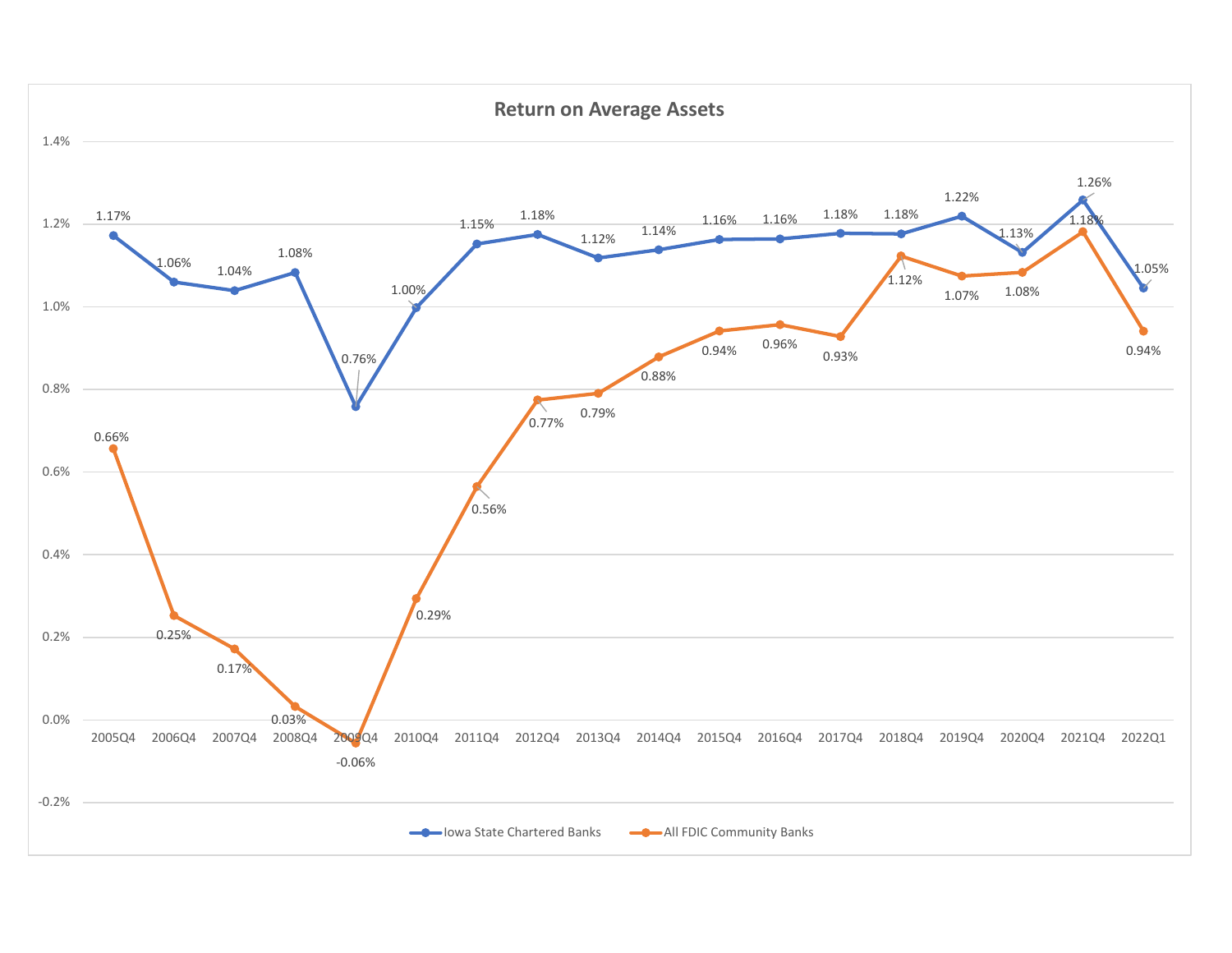## Return on Average Assets

| Period | Iowa State Chartered Banks | All FDIC Community Banks |
|---|---|---|
| 2005Q4 | 1.17% | 0.66% |
| 2006Q4 | 1.06% | 0.25% |
| 2007Q4 | 1.04% | 0.17% |
| 2008Q4 | 1.08% | 0.03% |
| 2009Q4 | 0.76% | -0.06% |
| 2010Q4 | 1.00% | 0.29% |
| 2011Q4 | 1.15% | 0.56% |
| 2012Q4 | 1.18% | 0.77% |
| 2013Q4 | 1.12% | 0.79% |
| 2014Q4 | 1.14% | 0.88% |
| 2015Q4 | 1.16% | 0.94% |
| 2016Q4 | 1.16% | 0.96% |
| 2017Q4 | 1.18% | 0.93% |
| 2018Q4 | 1.18% | 1.12% |
| 2019Q4 | 1.22% | 1.07% |
| 2020Q4 | 1.13% | 1.08% |
| 2021Q4 | 1.26% | 1.18% |
| 2022Q1 | 1.05% | 0.94% |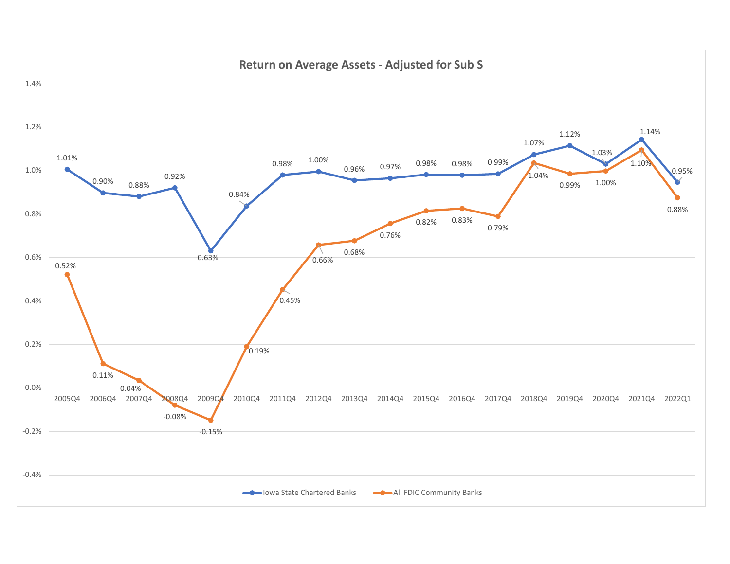## Return on Average Assets - Adjusted for Sub S

| Period | Iowa State Chartered Banks | All FDIC Community Banks |
|---|---|---|
| 2005Q4 | 1.01% | 0.52% |
| 2006Q4 | 0.90% | 0.11% |
| 2007Q4 | 0.88% | 0.04% |
| 2008Q4 | 0.92% | -0.08% |
| 2009Q4 | 0.63% | -0.15% |
| 2010Q4 | 0.84% | 0.19% |
| 2011Q4 | 0.98% | 0.45% |
| 2012Q4 | 1.00% | 0.66% |
| 2013Q4 | 0.96% | 0.68% |
| 2014Q4 | 0.97% | 0.76% |
| 2015Q4 | 0.98% | 0.82% |
| 2016Q4 | 0.98% | 0.83% |
| 2017Q4 | 0.99% | 0.79% |
| 2018Q4 | 1.07% | 1.04% |
| 2019Q4 | 1.12% | 0.99% |
| 2020Q4 | 1.03% | 1.00% |
| 2021Q4 | 1.14% | 1.10% |
| 2022Q1 | 0.95% | 0.88% |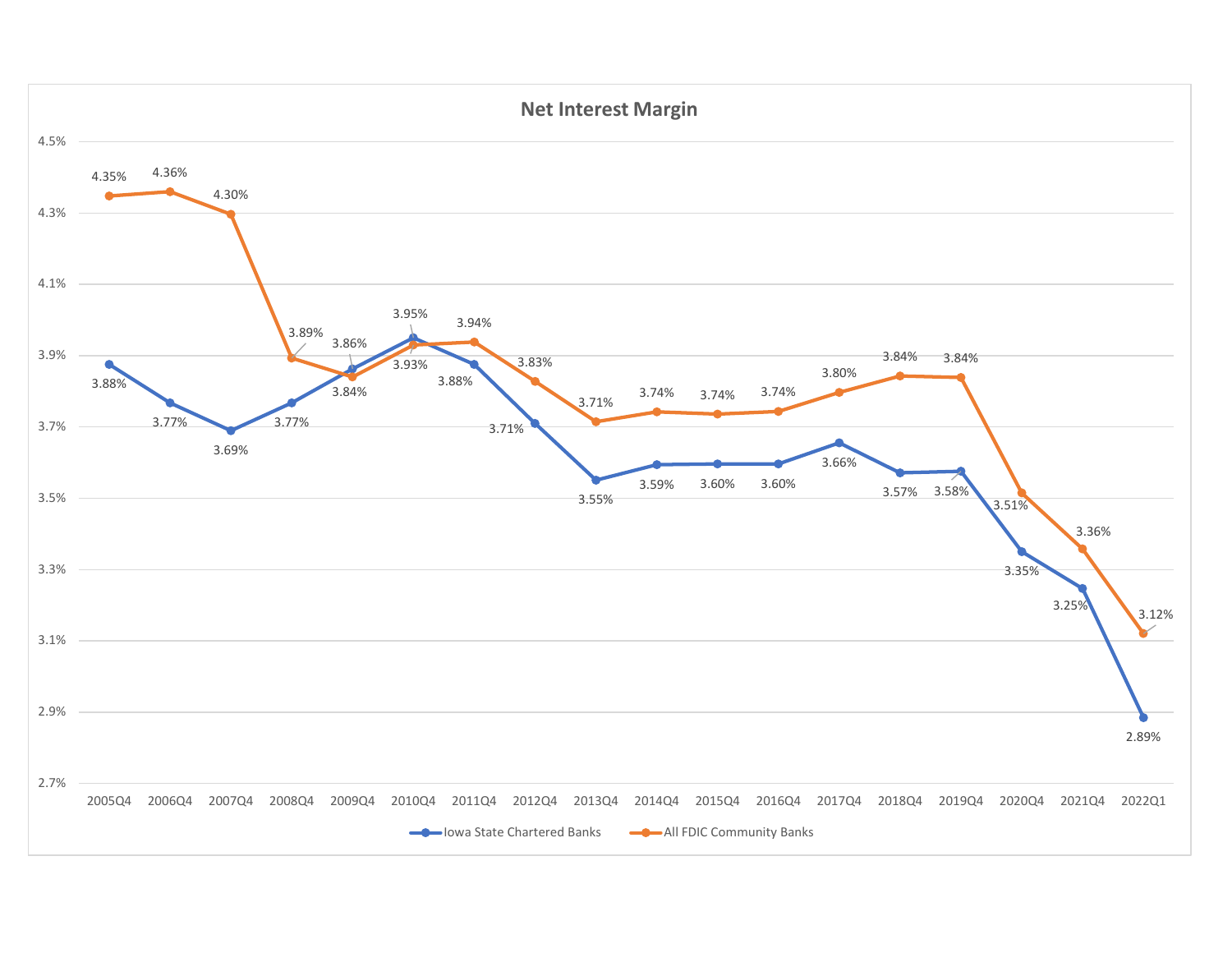# Net Interest Margin

| Period | Iowa State Chartered Banks | All FDIC Community Banks |
|---|---|---|
| 2005Q4 | 3.88% | 4.35% |
| 2006Q4 | 3.77% | 4.36% |
| 2007Q4 | 3.69% | 4.30% |
| 2008Q4 | 3.77% | 3.89% |
| 2009Q4 | 3.86% | 3.84% |
| 2010Q4 | 3.95% | 3.93% |
| 2011Q4 | 3.88% | 3.94% |
| 2012Q4 | 3.71% | 3.83% |
| 2013Q4 | 3.55% | 3.71% |
| 2014Q4 | 3.59% | 3.74% |
| 2015Q4 | 3.60% | 3.74% |
| 2016Q4 | 3.60% | 3.74% |
| 2017Q4 | 3.66% | 3.80% |
| 2018Q4 | 3.57% | 3.84% |
| 2019Q4 | 3.58% | 3.84% |
| 2020Q4 | 3.35% | 3.51% |
| 2021Q4 | 3.25% | 3.36% |
| 2022Q1 | 2.89% | 3.12% |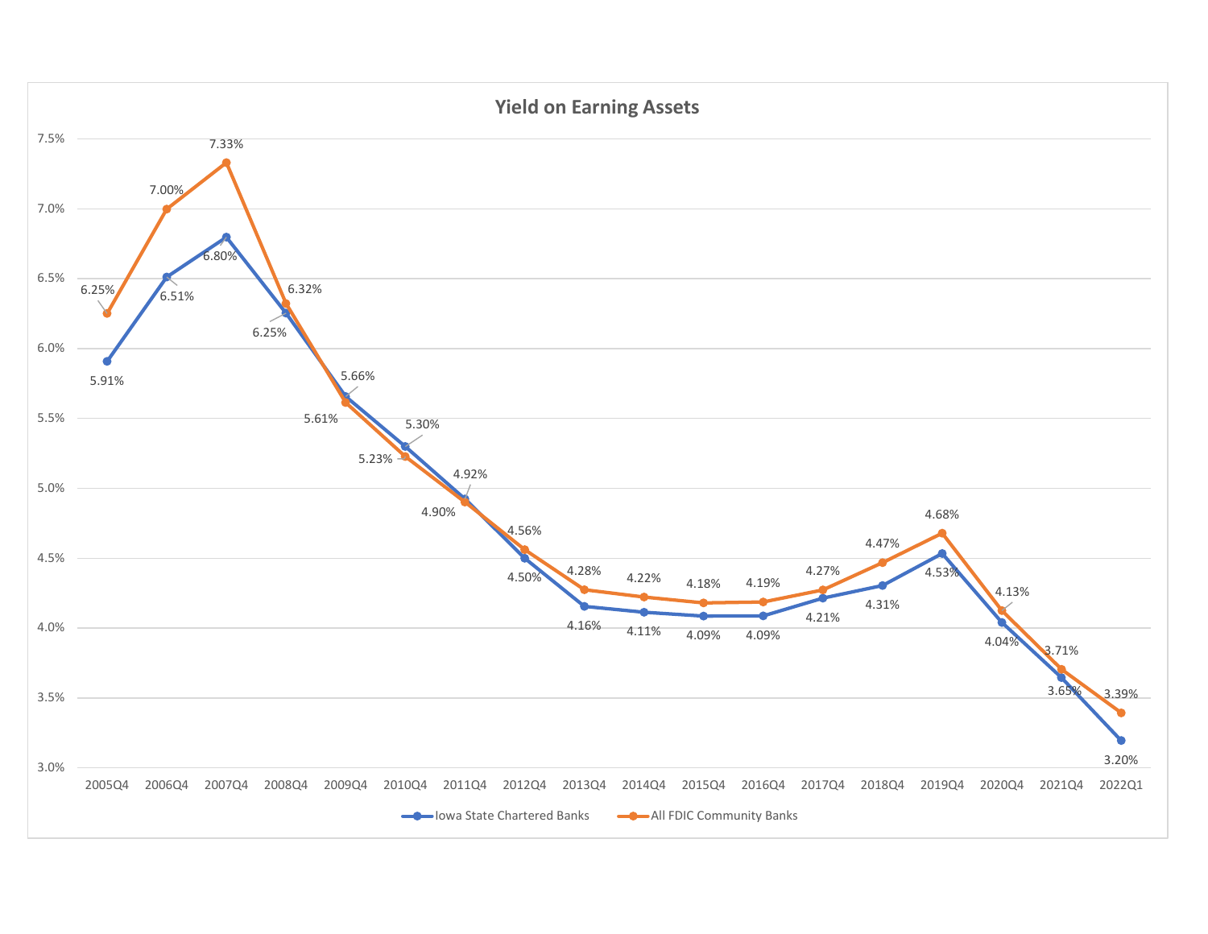## Yield on Earning Assets

| Period | Iowa State Chartered Banks | All FDIC Community Banks |
| --- | --- | --- |
| 2005Q4 | 5.91% | 6.25% |
| 2006Q4 | 6.51% | 7.00% |
| 2007Q4 | 6.80% | 7.33% |
| 2008Q4 | 6.25% | 6.32% |
| 2009Q4 | 5.66% | 5.61% |
| 2010Q4 | 5.30% | 5.23% |
| 2011Q4 | 4.92% | 4.90% |
| 2012Q4 | 4.50% | 4.56% |
| 2013Q4 | 4.16% | 4.28% |
| 2014Q4 | 4.11% | 4.22% |
| 2015Q4 | 4.09% | 4.18% |
| 2016Q4 | 4.09% | 4.19% |
| 2017Q4 | 4.21% | 4.27% |
| 2018Q4 | 4.31% | 4.47% |
| 2019Q4 | 4.53% | 4.68% |
| 2020Q4 | 4.04% | 4.13% |
| 2021Q4 | 3.65% | 3.71% |
| 2022Q1 | 3.20% | 3.39% |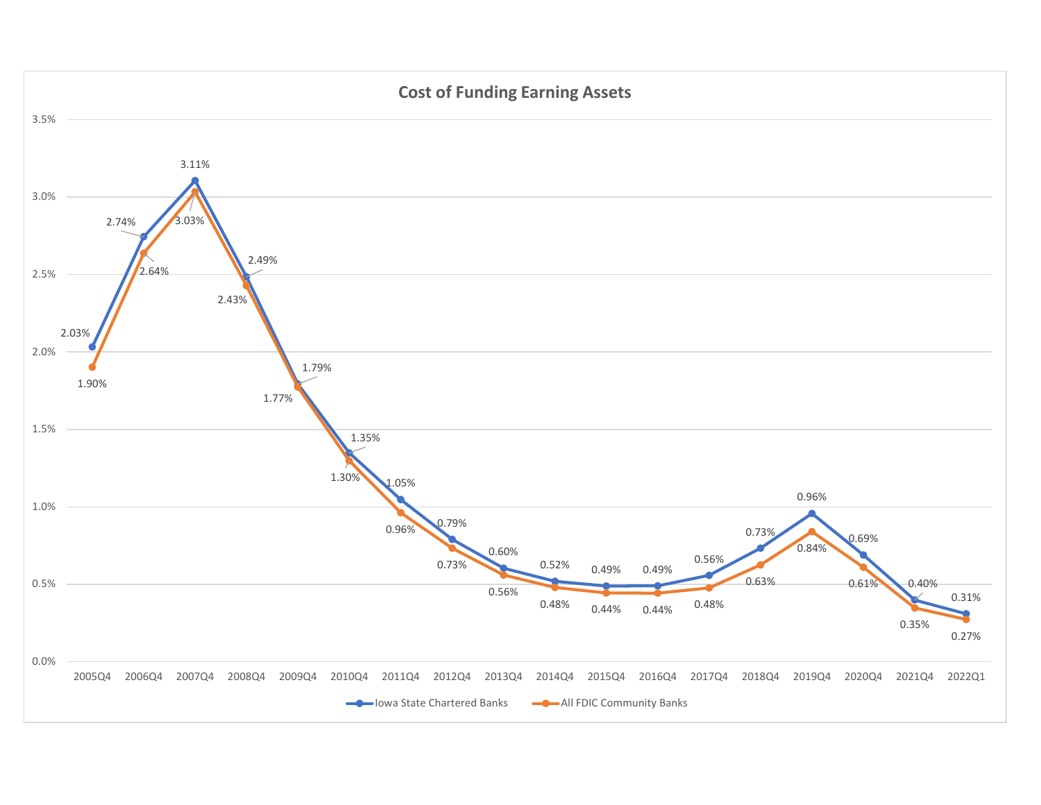## Cost of Funding Earning Assets

| Period | Iowa State Chartered Banks | All FDIC Community Banks |
|---|---|---|
| 2005Q4 | 2.03% | 1.90% |
| 2006Q4 | 2.74% | 2.64% |
| 2007Q4 | 3.11% | 3.03% |
| 2008Q4 | 2.49% | 2.43% |
| 2009Q4 | 1.79% | 1.77% |
| 2010Q4 | 1.35% | 1.30% |
| 2011Q4 | 1.05% | 0.96% |
| 2012Q4 | 0.79% | 0.73% |
| 2013Q4 | 0.60% | 0.56% |
| 2014Q4 | 0.52% | 0.48% |
| 2015Q4 | 0.49% | 0.44% |
| 2016Q4 | 0.49% | 0.44% |
| 2017Q4 | 0.56% | 0.48% |
| 2018Q4 | 0.73% | 0.63% |
| 2019Q4 | 0.96% | 0.84% |
| 2020Q4 | 0.69% | 0.61% |
| 2021Q4 | 0.40% | 0.35% |
| 2022Q1 | 0.31% | 0.27% |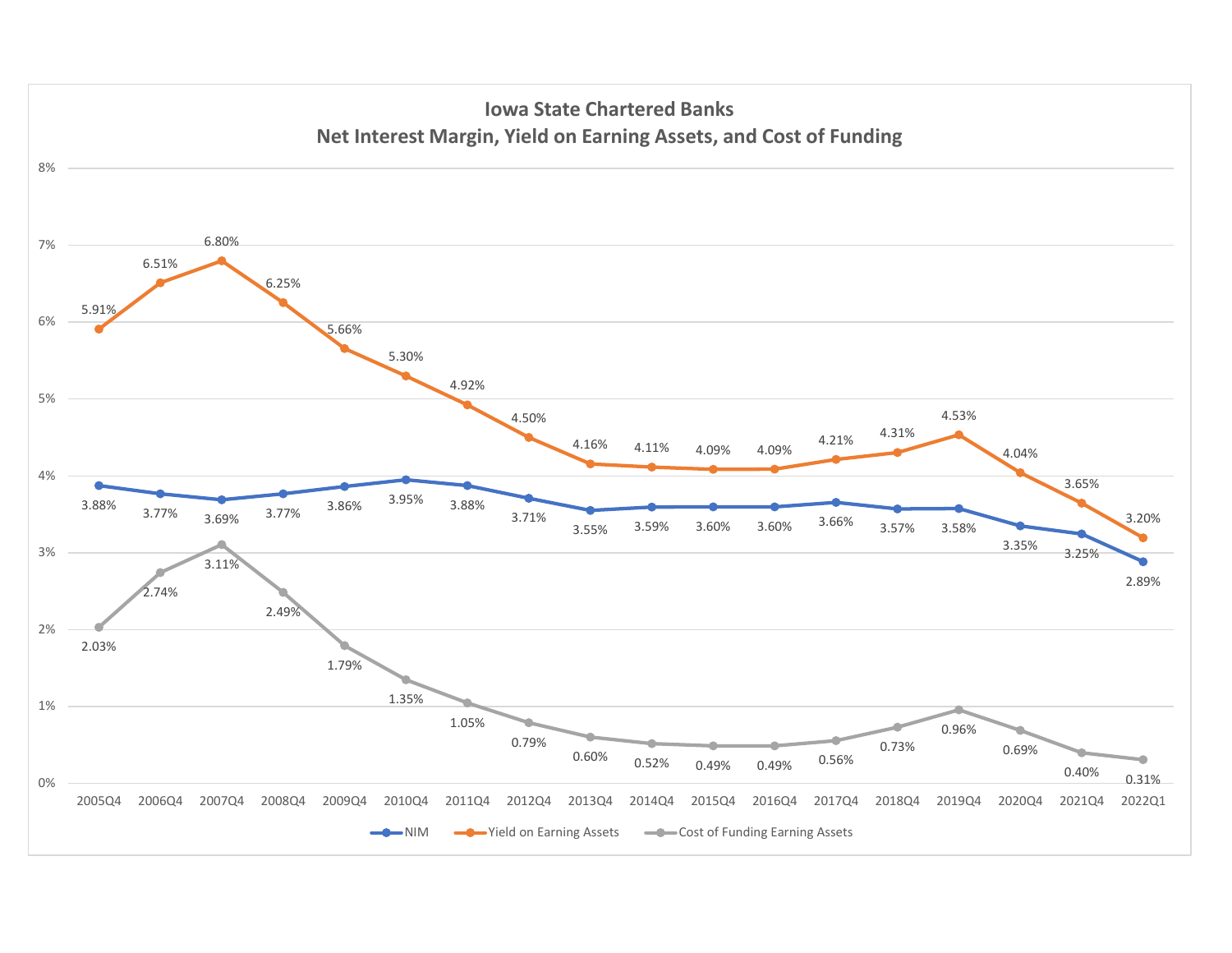## Iowa State Chartered Banks
## Net Interest Margin, Yield on Earning Assets, and Cost of Funding

| Period | NIM | Yield on Earning Assets | Cost of Funding Earning Assets |
|---|---|---|---|
| 2005Q4 | 3.88% | 5.91% | 2.03% |
| 2006Q4 | 3.77% | 6.51% | 2.74% |
| 2007Q4 | 3.69% | 6.80% | 3.11% |
| 2008Q4 | 3.77% | 6.25% | 2.49% |
| 2009Q4 | 3.86% | 5.66% | 1.79% |
| 2010Q4 | 3.95% | 5.30% | 1.35% |
| 2011Q4 | 3.88% | 4.92% | 1.05% |
| 2012Q4 | 3.71% | 4.50% | 0.79% |
| 2013Q4 | 3.55% | 4.16% | 0.60% |
| 2014Q4 | 3.59% | 4.11% | 0.52% |
| 2015Q4 | 3.60% | 4.09% | 0.49% |
| 2016Q4 | 3.60% | 4.09% | 0.49% |
| 2017Q4 | 3.66% | 4.21% | 0.56% |
| 2018Q4 | 3.57% | 4.31% | 0.73% |
| 2019Q4 | 3.58% | 4.53% | 0.96% |
| 2020Q4 | 3.35% | 4.04% | 0.69% |
| 2021Q4 | 3.25% | 3.65% | 0.40% |
| 2022Q1 | 2.89% | 3.20% | 0.31% |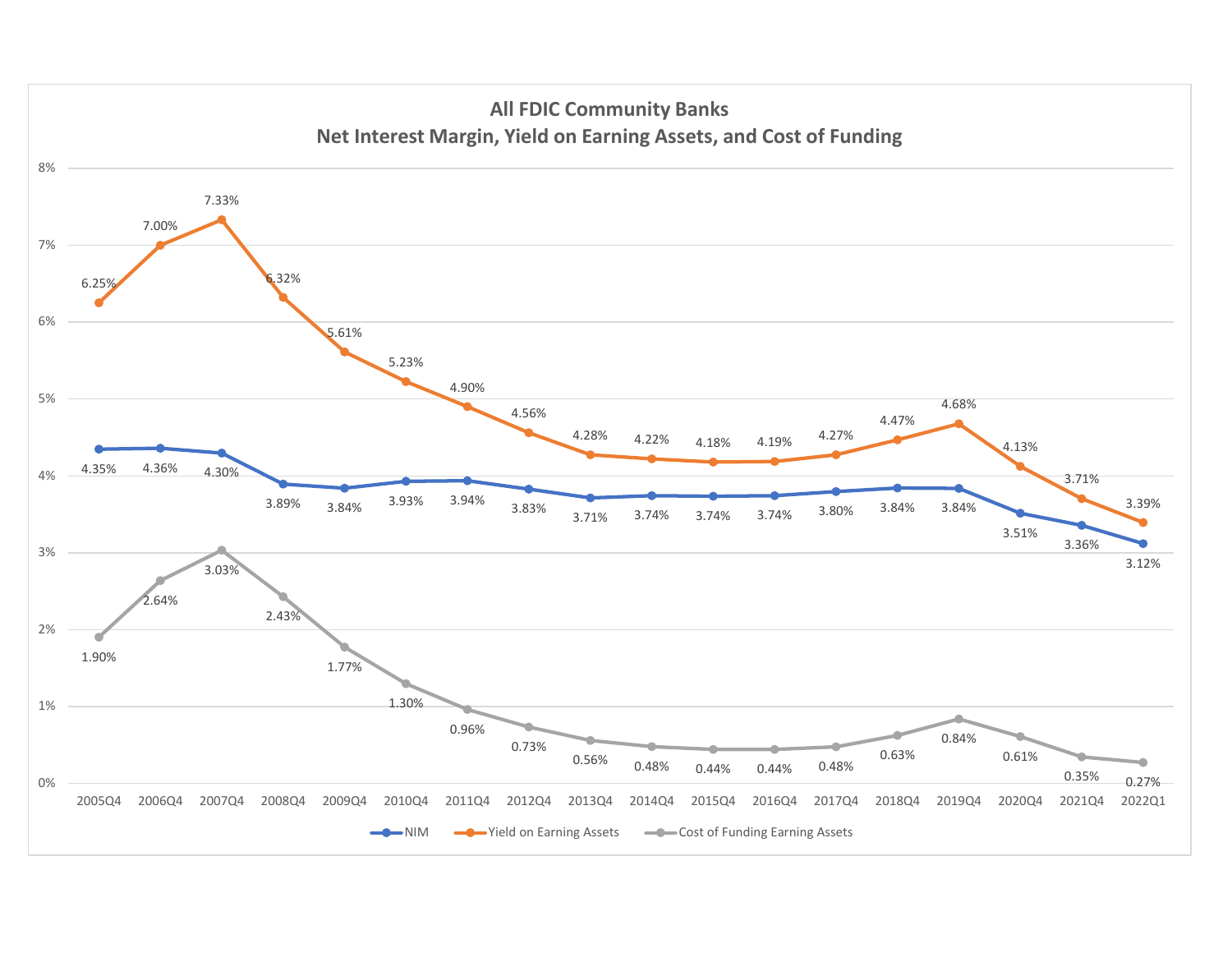## All FDIC Community Banks
## Net Interest Margin, Yield on Earning Assets, and Cost of Funding

| Period | NIM | Yield on Earning Assets | Cost of Funding Earning Assets |
|---|---|---|---|
| 2005Q4 | 4.35% | 6.25% | 1.90% |
| 2006Q4 | 4.36% | 7.00% | 2.64% |
| 2007Q4 | 4.30% | 7.33% | 3.03% |
| 2008Q4 | 3.89% | 6.32% | 2.43% |
| 2009Q4 | 3.84% | 5.61% | 1.77% |
| 2010Q4 | 3.93% | 5.23% | 1.30% |
| 2011Q4 | 3.94% | 4.90% | 0.96% |
| 2012Q4 | 3.83% | 4.56% | 0.73% |
| 2013Q4 | 3.71% | 4.28% | 0.56% |
| 2014Q4 | 3.74% | 4.22% | 0.48% |
| 2015Q4 | 3.74% | 4.18% | 0.44% |
| 2016Q4 | 3.74% | 4.19% | 0.44% |
| 2017Q4 | 3.80% | 4.27% | 0.48% |
| 2018Q4 | 3.84% | 4.47% | 0.63% |
| 2019Q4 | 3.84% | 4.68% | 0.84% |
| 2020Q4 | 3.51% | 4.13% | 0.61% |
| 2021Q4 | 3.36% | 3.71% | 0.35% |
| 2022Q1 | 3.12% | 3.39% | 0.27% |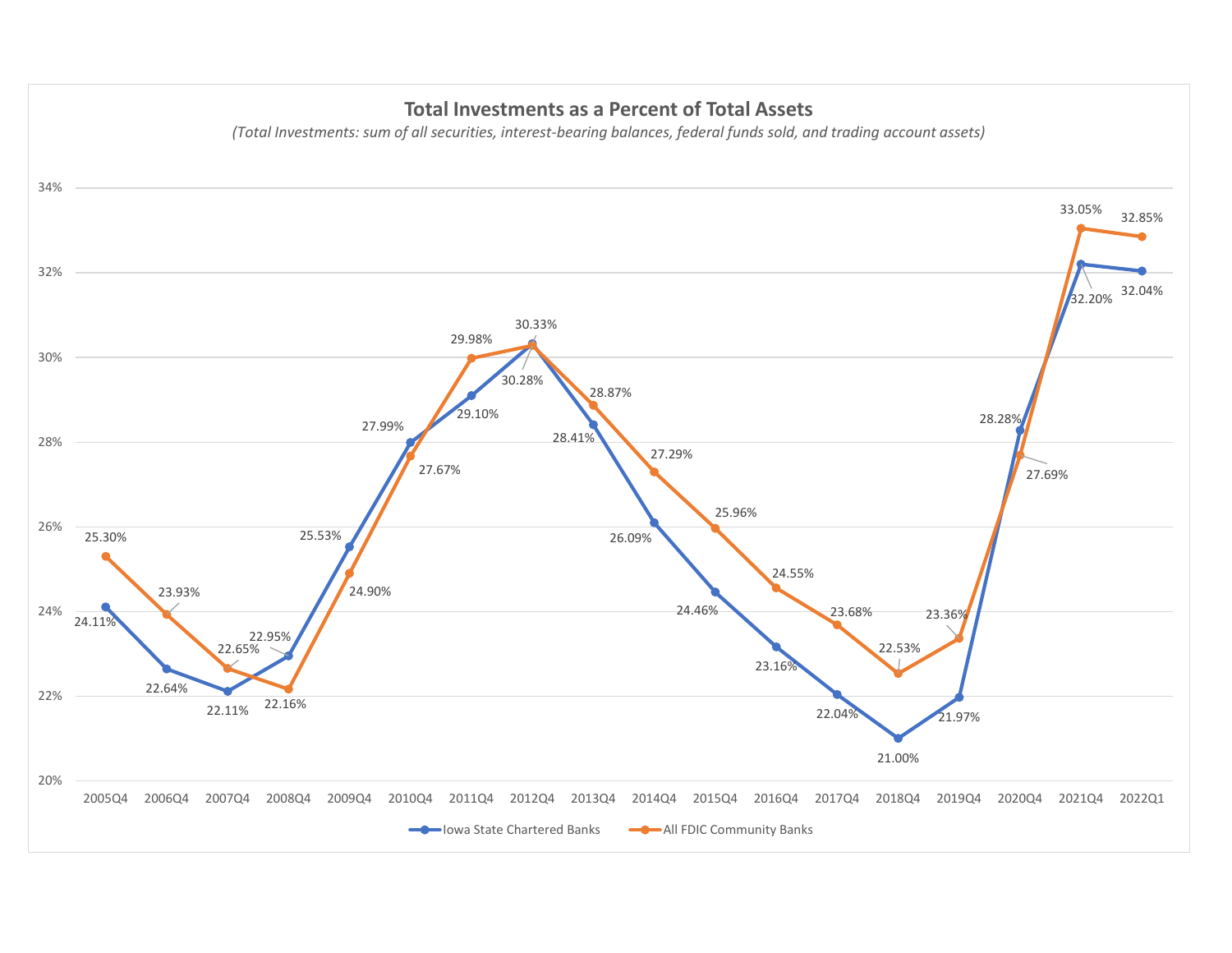# Total Investments as a Percent of Total Assets

*(Total Investments: sum of all securities, interest-bearing balances, federal funds sold, and trading account assets)*

| Period | Iowa State Chartered Banks | All FDIC Community Banks |
|---|---|---|
| 2005Q4 | 24.11% | 25.30% |
| 2006Q4 | 22.64% | 23.93% |
| 2007Q4 | 22.11% | 22.65% |
| 2008Q4 | 22.95% | 22.16% |
| 2009Q4 | 25.53% | 24.90% |
| 2010Q4 | 27.99% | 27.67% |
| 2011Q4 | 29.10% | 29.98% |
| 2012Q4 | 30.33% | 30.28% |
| 2013Q4 | 28.41% | 28.87% |
| 2014Q4 | 26.09% | 27.29% |
| 2015Q4 | 24.46% | 25.96% |
| 2016Q4 | 23.16% | 24.55% |
| 2017Q4 | 22.04% | 23.68% |
| 2018Q4 | 21.00% | 22.53% |
| 2019Q4 | 21.97% | 23.36% |
| 2020Q4 | 28.28% | 27.69% |
| 2021Q4 | 32.20% | 33.05% |
| 2022Q1 | 32.04% | 32.85% |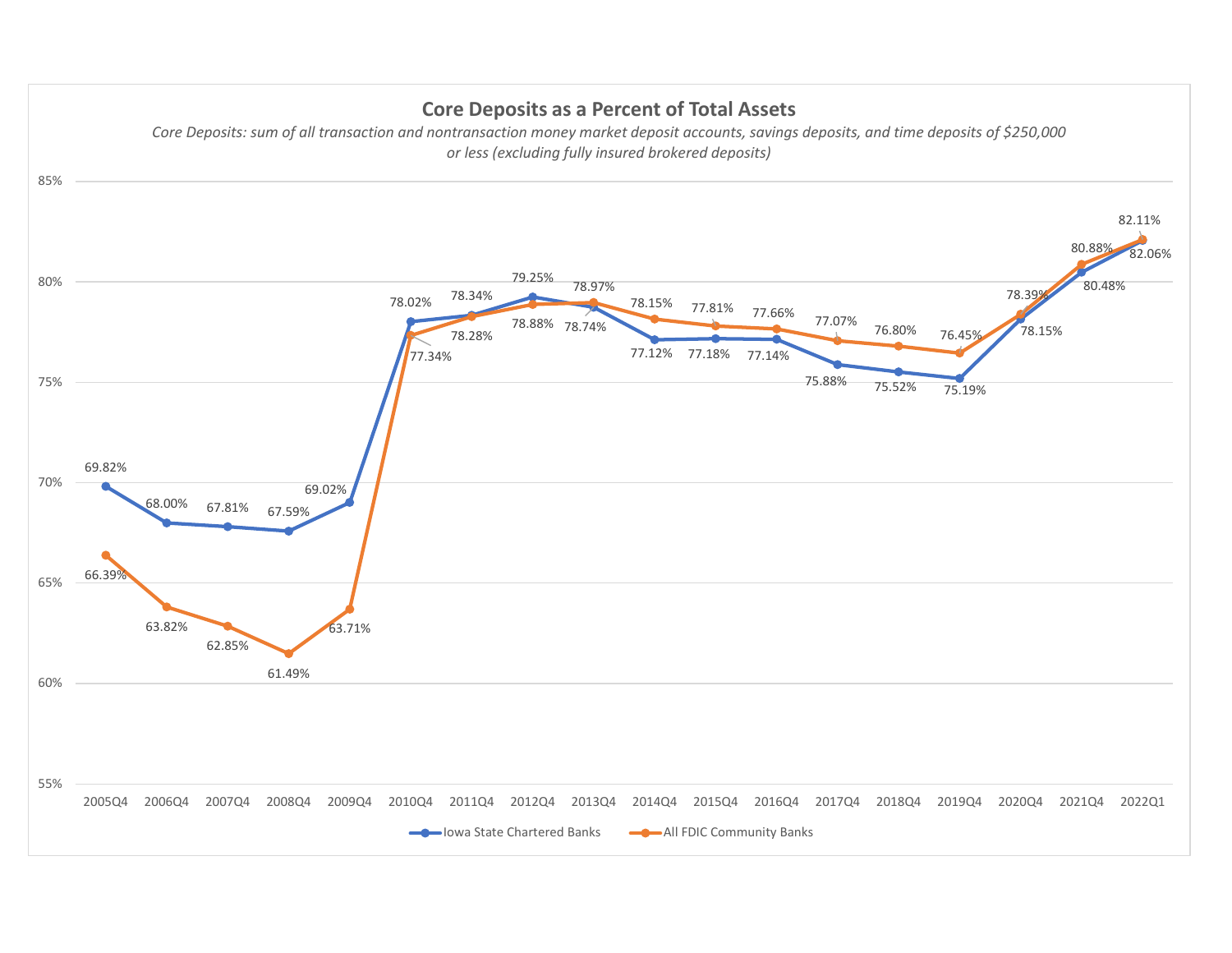## Core Deposits as a Percent of Total Assets

*Core Deposits: sum of all transaction and nontransaction money market deposit accounts, savings deposits, and time deposits of $250,000 or less (excluding fully insured brokered deposits)*

| Period | Iowa State Chartered Banks | All FDIC Community Banks |
| --- | --- | --- |
| 2005Q4 | 69.82% | 66.39% |
| 2006Q4 | 68.00% | 63.82% |
| 2007Q4 | 67.81% | 62.85% |
| 2008Q4 | 67.59% | 61.49% |
| 2009Q4 | 69.02% | 63.71% |
| 2010Q4 | 78.02% | 77.34% |
| 2011Q4 | 78.34% | 78.28% |
| 2012Q4 | 79.25% | 78.88% |
| 2013Q4 | 78.74% | 78.97% |
| 2014Q4 | 77.12% | 78.15% |
| 2015Q4 | 77.18% | 77.81% |
| 2016Q4 | 77.14% | 77.66% |
| 2017Q4 | 75.88% | 77.07% |
| 2018Q4 | 75.52% | 76.80% |
| 2019Q4 | 75.19% | 76.45% |
| 2020Q4 | 78.15% | 78.39% |
| 2021Q4 | 80.48% | 80.88% |
| 2022Q1 | 82.06% | 82.11% |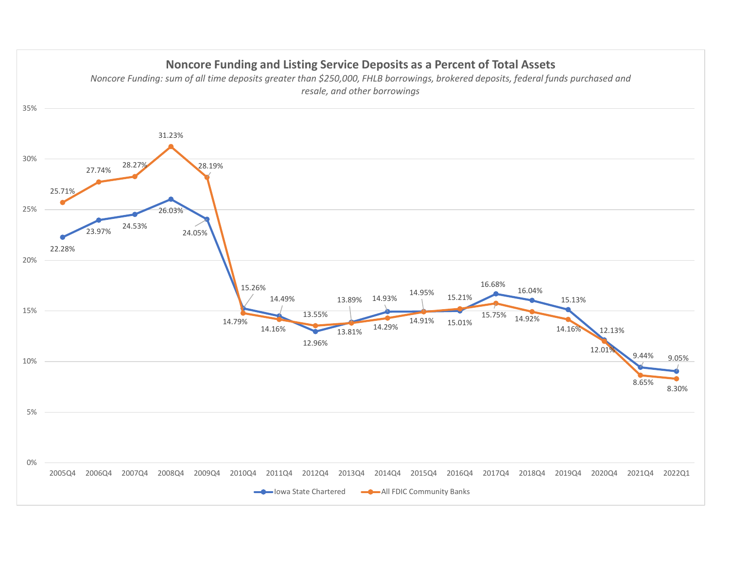## Noncore Funding and Listing Service Deposits as a Percent of Total Assets

*Noncore Funding: sum of all time deposits greater than $250,000, FHLB borrowings, brokered deposits, federal funds purchased and resale, and other borrowings*

| Period | Iowa State Chartered | All FDIC Community Banks |
| --- | --- | --- |
| 2005Q4 | 22.28% | 25.71% |
| 2006Q4 | 23.97% | 27.74% |
| 2007Q4 | 24.53% | 28.27% |
| 2008Q4 | 26.03% | 31.23% |
| 2009Q4 | 24.05% | 28.19% |
| 2010Q4 | 15.26% | 14.79% |
| 2011Q4 | 14.49% | 14.16% |
| 2012Q4 | 12.96% | 13.55% |
| 2013Q4 | 13.89% | 13.81% |
| 2014Q4 | 14.93% | 14.29% |
| 2015Q4 | 14.95% | 14.91% |
| 2016Q4 | 15.01% | 15.21% |
| 2017Q4 | 16.68% | 15.75% |
| 2018Q4 | 16.04% | 14.92% |
| 2019Q4 | 15.13% | 14.16% |
| 2020Q4 | 12.13% | 12.01% |
| 2021Q4 | 9.44% | 8.65% |
| 2022Q1 | 9.05% | 8.30% |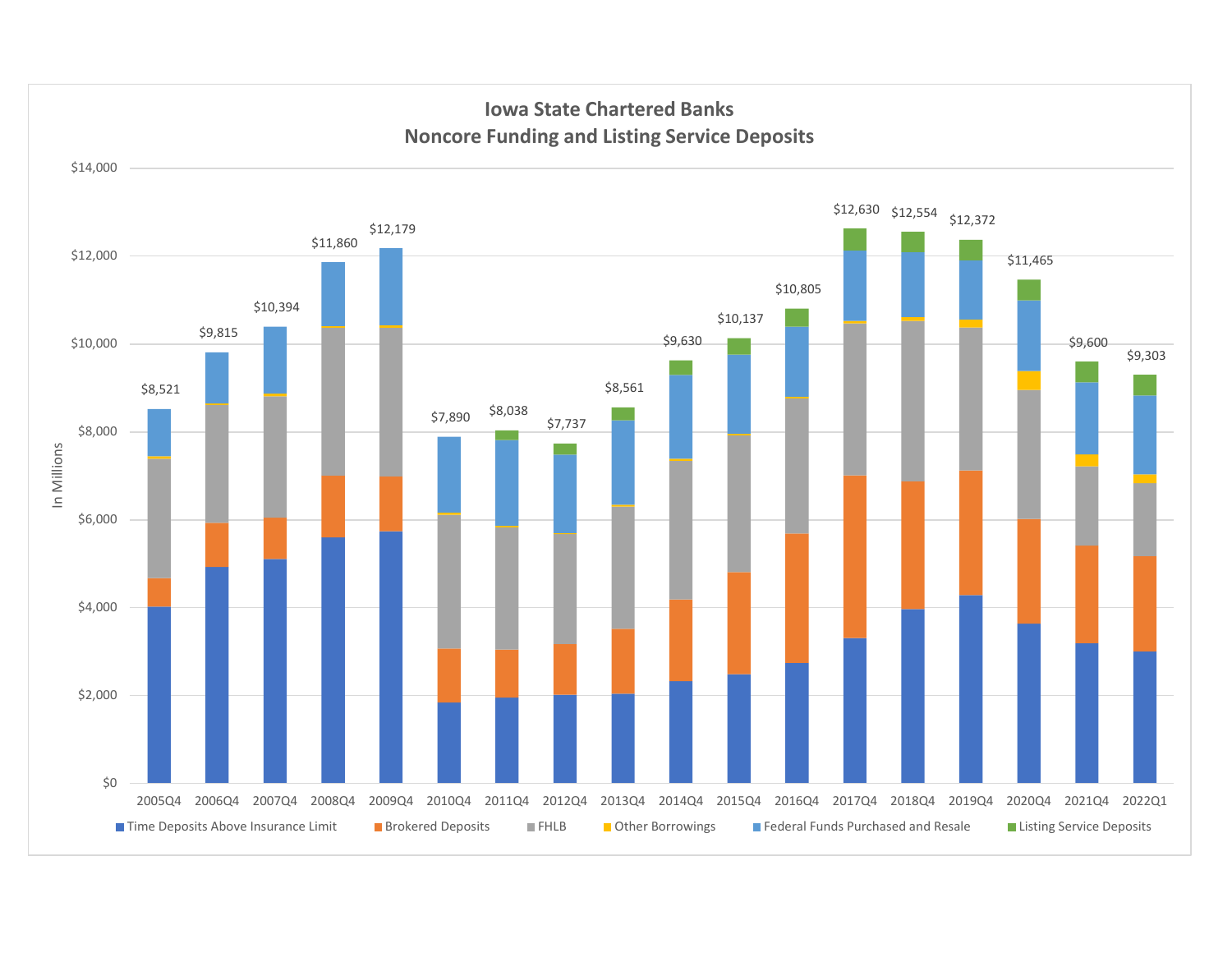## Iowa State Chartered Banks
## Noncore Funding and Listing Service Deposits

In Millions

| Period | Total |
|---|---|
| 2005Q4 | $8,521 |
| 2006Q4 | $9,815 |
| 2007Q4 | $10,394 |
| 2008Q4 | $11,860 |
| 2009Q4 | $12,179 |
| 2010Q4 | $7,890 |
| 2011Q4 | $8,038 |
| 2012Q4 | $7,737 |
| 2013Q4 | $8,561 |
| 2014Q4 | $9,630 |
| 2015Q4 | $10,137 |
| 2016Q4 | $10,805 |
| 2017Q4 | $12,630 |
| 2018Q4 | $12,554 |
| 2019Q4 | $12,372 |
| 2020Q4 | $11,465 |
| 2021Q4 | $9,600 |
| 2022Q1 | $9,303 |

Time Deposits Above Insurance Limit · Brokered Deposits · FHLB · Other Borrowings · Federal Funds Purchased and Resale · Listing Service Deposits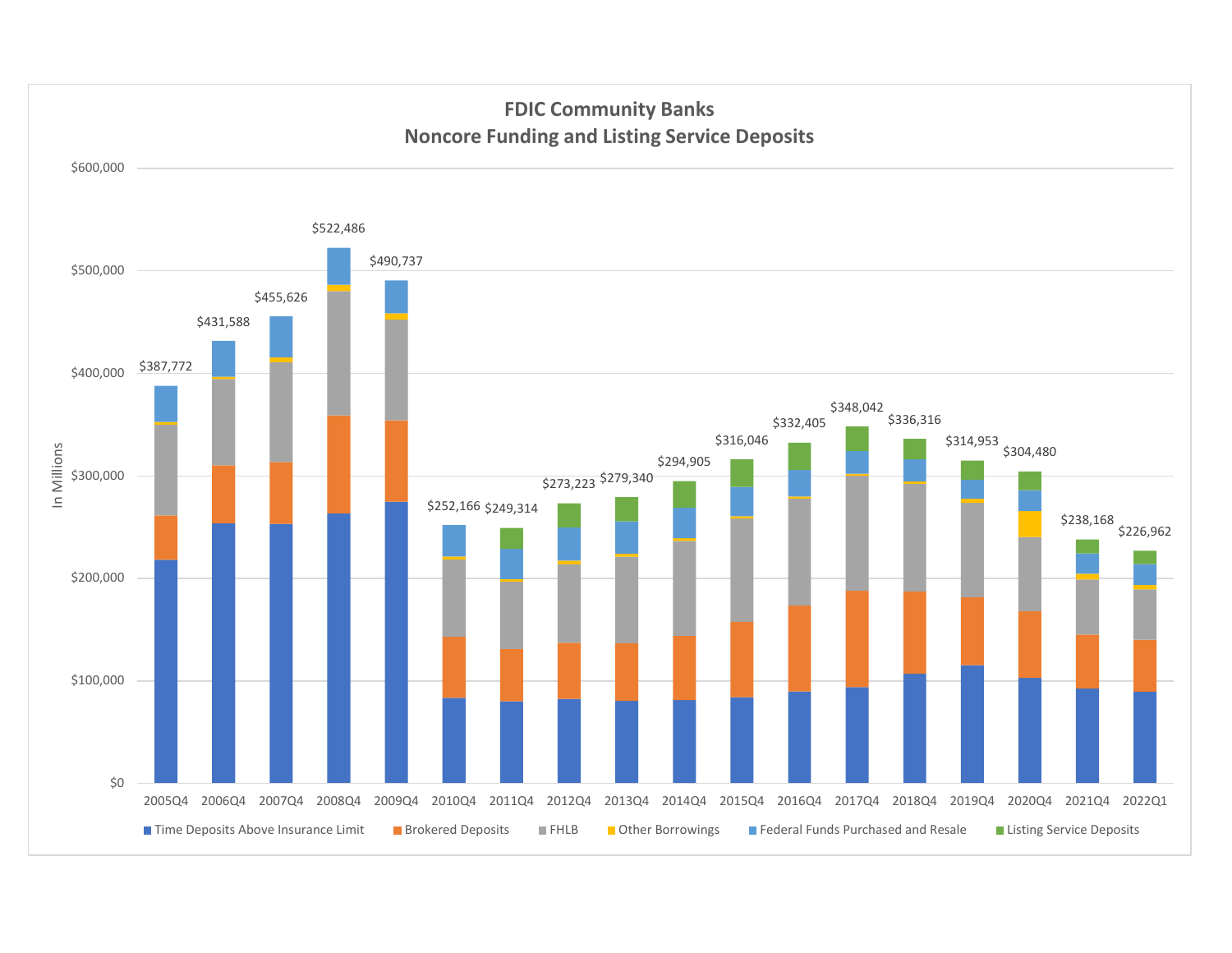## FDIC Community Banks
## Noncore Funding and Listing Service Deposits

| Quarter | Total Noncore Funding and Listing Service Deposits (In Millions) |
| --- | --- |
| 2005Q4 | $387,772 |
| 2006Q4 | $431,588 |
| 2007Q4 | $455,626 |
| 2008Q4 | $522,486 |
| 2009Q4 | $490,737 |
| 2010Q4 | $252,166 |
| 2011Q4 | $249,314 |
| 2012Q4 | $273,223 |
| 2013Q4 | $279,340 |
| 2014Q4 | $294,905 |
| 2015Q4 | $316,046 |
| 2016Q4 | $332,405 |
| 2017Q4 | $348,042 |
| 2018Q4 | $336,316 |
| 2019Q4 | $314,953 |
| 2020Q4 | $304,480 |
| 2021Q4 | $238,168 |
| 2022Q1 | $226,962 |

Legend: Time Deposits Above Insurance Limit; Brokered Deposits; FHLB; Other Borrowings; Federal Funds Purchased and Resale; Listing Service Deposits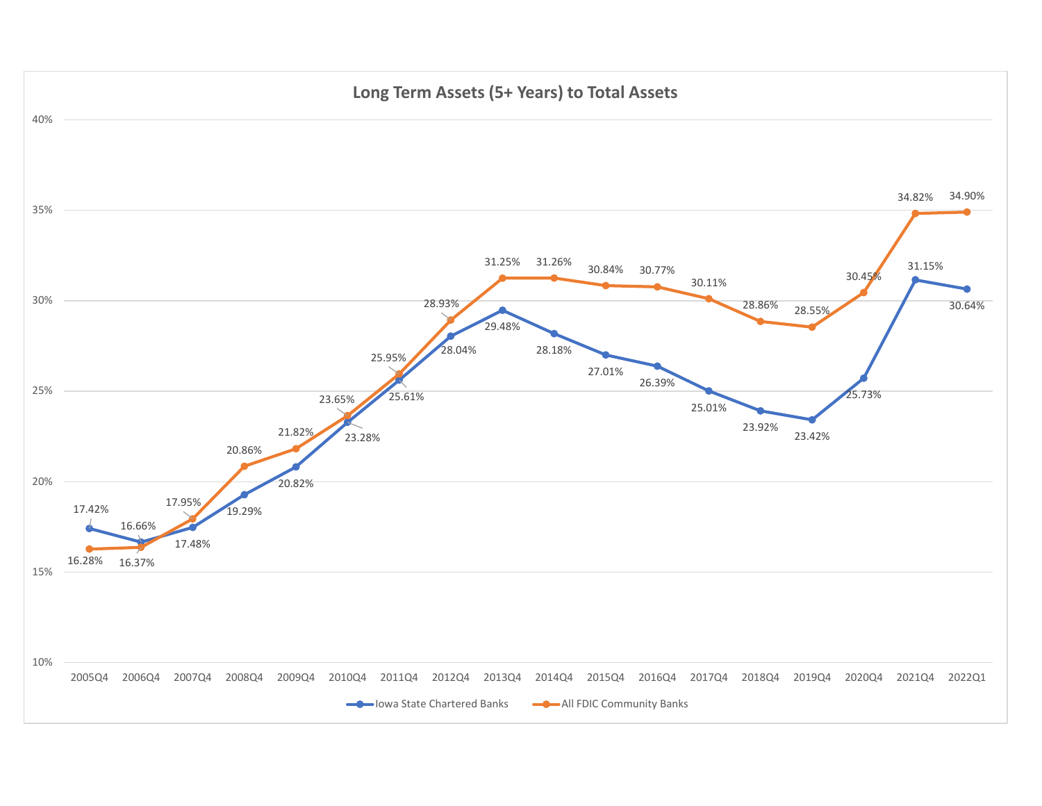## Long Term Assets (5+ Years) to Total Assets

| Period | Iowa State Chartered Banks | All FDIC Community Banks |
|---|---|---|
| 2005Q4 | 17.42% | 16.28% |
| 2006Q4 | 16.66% | 16.37% |
| 2007Q4 | 17.48% | 17.95% |
| 2008Q4 | 19.29% | 20.86% |
| 2009Q4 | 20.82% | 21.82% |
| 2010Q4 | 23.28% | 23.65% |
| 2011Q4 | 25.61% | 25.95% |
| 2012Q4 | 28.04% | 28.93% |
| 2013Q4 | 29.48% | 31.25% |
| 2014Q4 | 28.18% | 31.26% |
| 2015Q4 | 27.01% | 30.84% |
| 2016Q4 | 26.39% | 30.77% |
| 2017Q4 | 25.01% | 30.11% |
| 2018Q4 | 23.92% | 28.86% |
| 2019Q4 | 23.42% | 28.55% |
| 2020Q4 | 25.73% | 30.45% |
| 2021Q4 | 31.15% | 34.82% |
| 2022Q1 | 30.64% | 34.90% |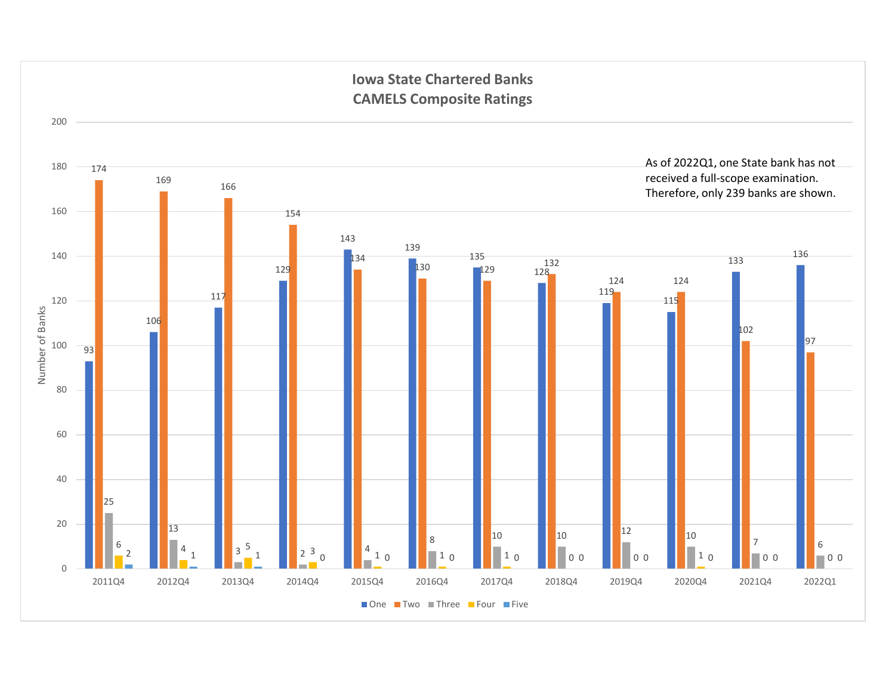## Iowa State Chartered Banks
## CAMELS Composite Ratings

As of 2022Q1, one State bank has not received a full-scope examination. Therefore, only 239 banks are shown.

| Period | One | Two | Three | Four | Five |
|---|---|---|---|---|---|
| 2011Q4 | 93 | 174 | 25 | 6 | 2 |
| 2012Q4 | 106 | 169 | 13 | 4 | 1 |
| 2013Q4 | 117 | 166 | 3 | 5 | 1 |
| 2014Q4 | 129 | 154 | 2 | 3 | 0 |
| 2015Q4 | 143 | 134 | 4 | 1 | 0 |
| 2016Q4 | 139 | 130 | 8 | 1 | 0 |
| 2017Q4 | 135 | 129 | 10 | 1 | 0 |
| 2018Q4 | 128 | 132 | 10 | 0 | 0 |
| 2019Q4 | 119 | 124 | 12 | 0 | 0 |
| 2020Q4 | 115 | 124 | 10 | 1 | 0 |
| 2021Q4 | 133 | 102 | 7 | 0 | 0 |
| 2022Q1 | 136 | 97 | 6 | 0 | 0 |

Number of Banks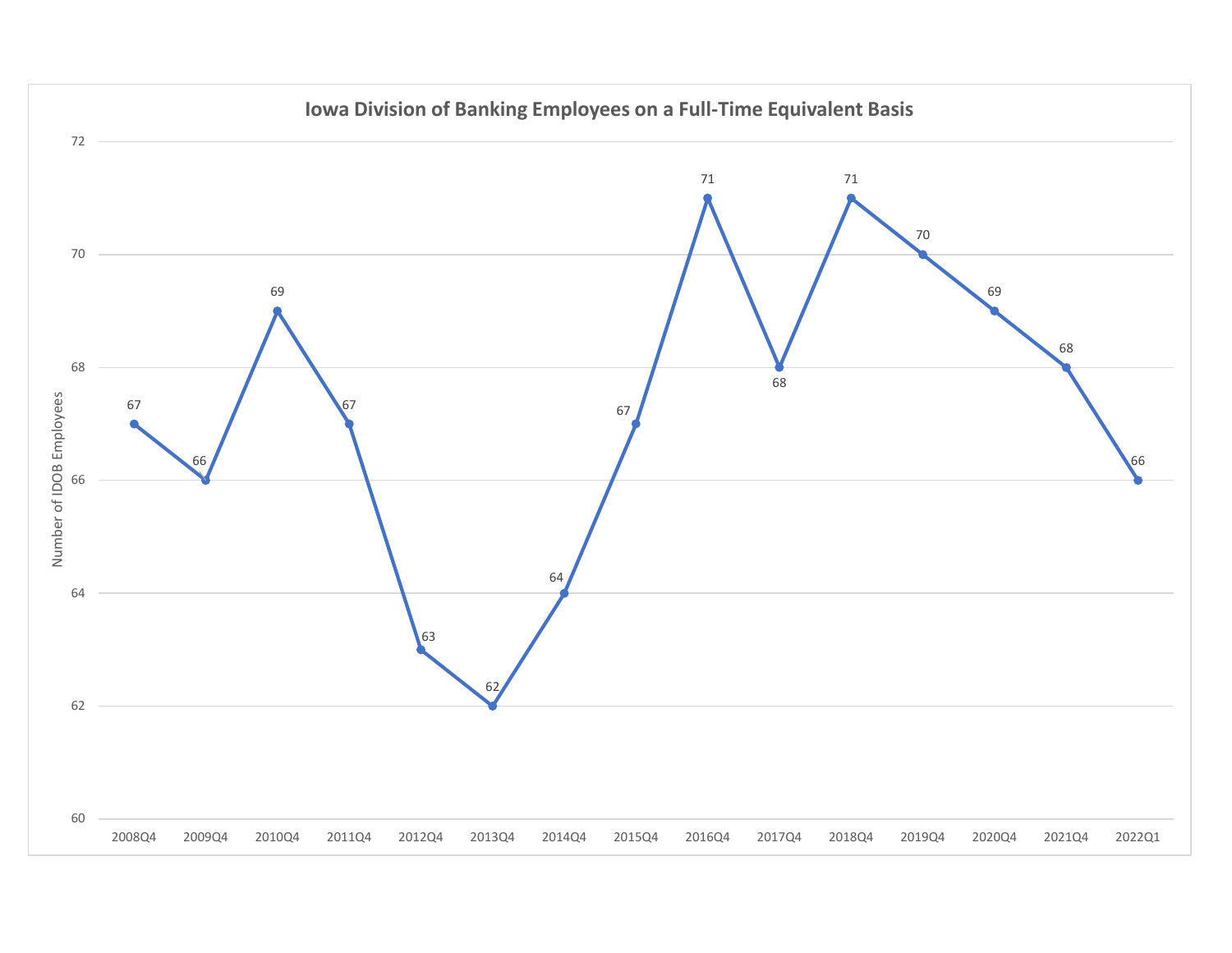Iowa Division of Banking Employees on a Full-Time Equivalent Basis

72
70
68
66
64
62
60

Number of IDOB Employees

67
66
69
67
63
62
64
67
71
68
71
70
69
68
66

2008Q4
2009Q4
2010Q4
2011Q4
2012Q4
2013Q4
2014Q4
2015Q4
2016Q4
2017Q4
2018Q4
2019Q4
2020Q4
2021Q4
2022Q1